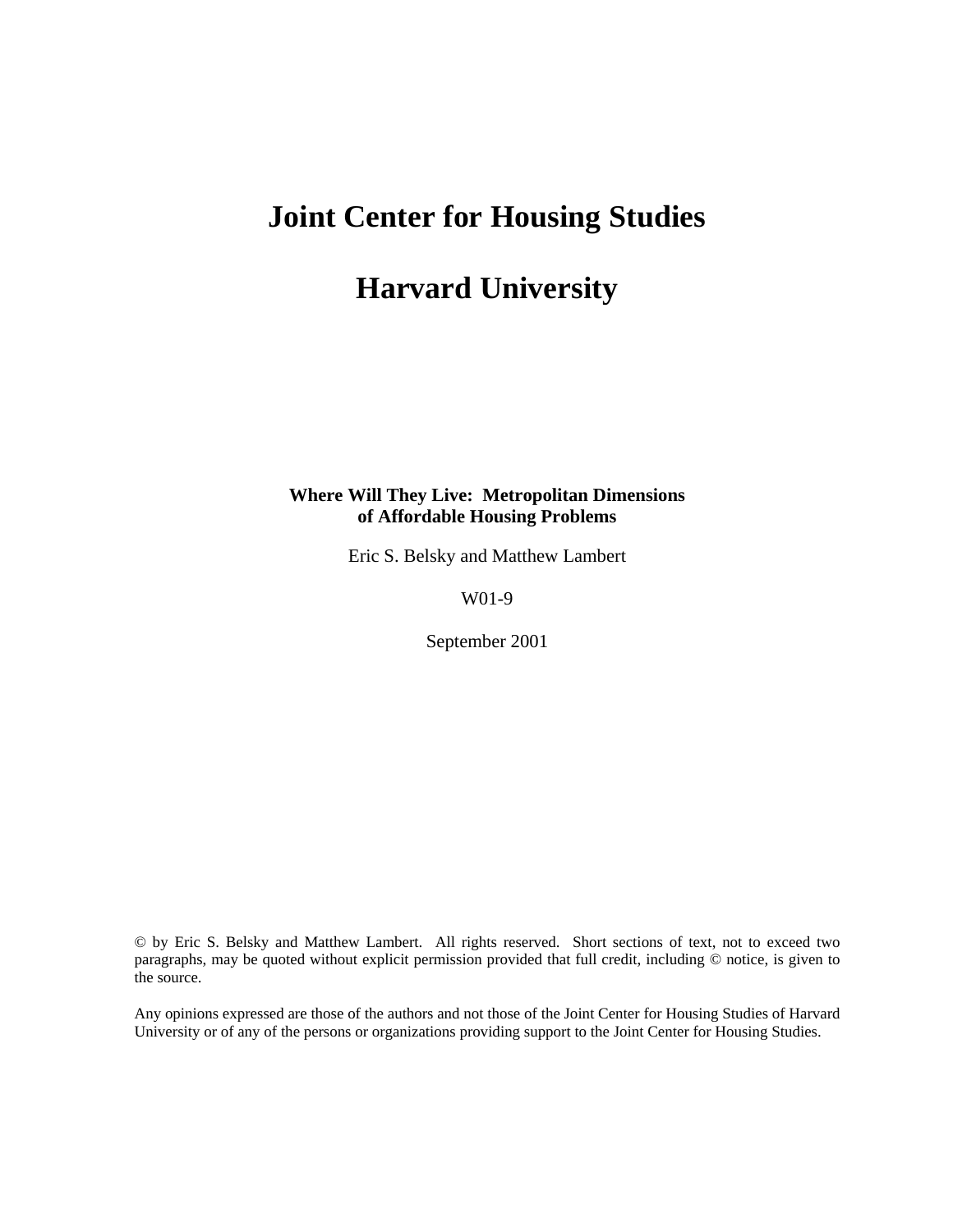# Joint Center for Housing Studies

# Harvard University

**Where Will They Live: Metropolitan Dimensions of Affordable Housing Problems**

Eric S. Belsky and Matthew Lambert

W01-9

September 2001

© by Eric S. Belsky and Matthew Lambert. All rights reserved. Short sections of text, not to exceed two paragraphs, may be quoted without explicit permission provided that full credit, including © notice, is given to the source.

Any opinions expressed are those of the authors and not those of the Joint Center for Housing Studies of Harvard University or of any of the persons or organizations providing support to the Joint Center for Housing Studies.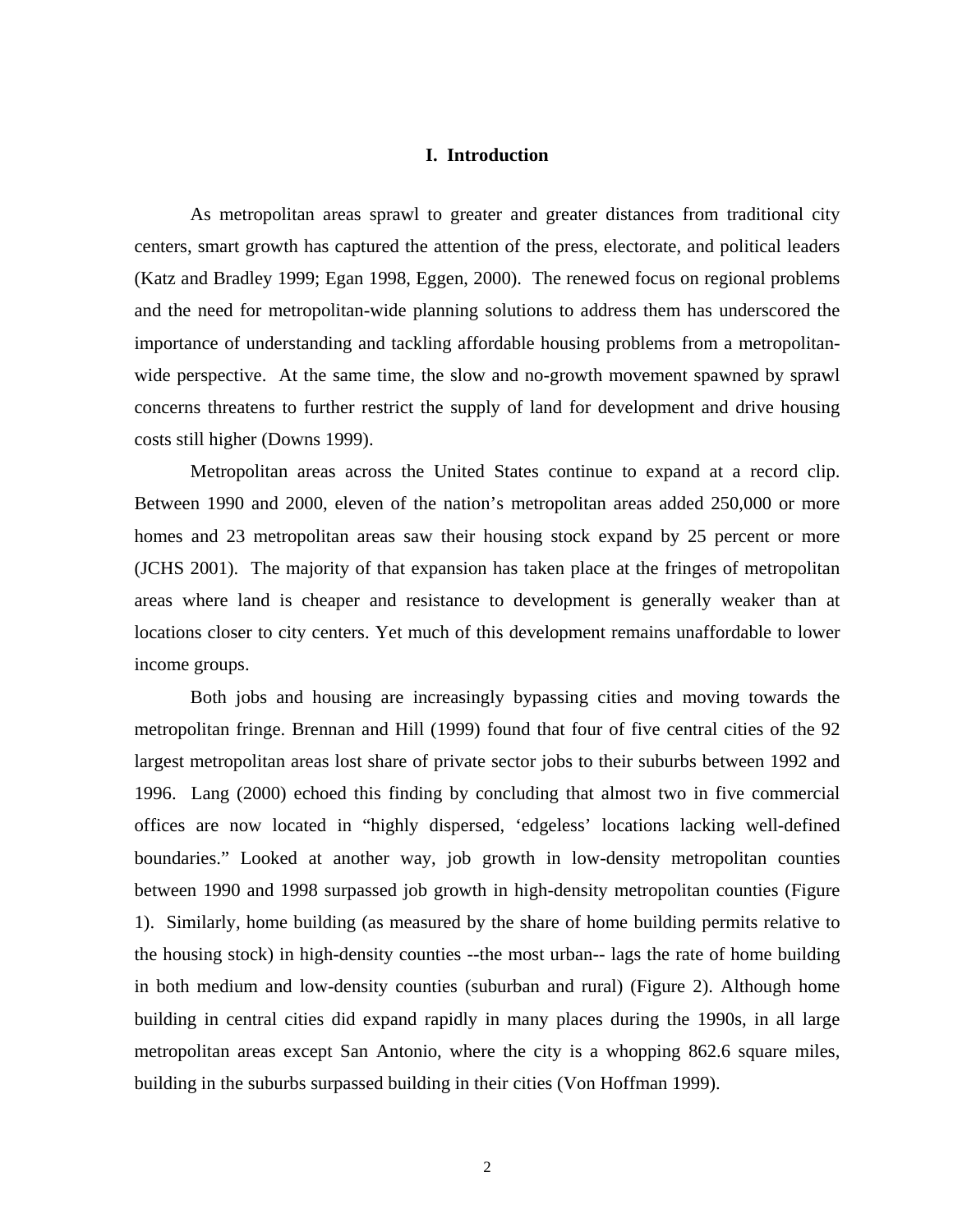## I. Introduction

As metropolitan areas sprawl to greater and greater distances from traditional city centers, smart growth has captured the attention of the press, electorate, and political leaders (Katz and Bradley 1999; Egan 1998, Eggen, 2000). The renewed focus on regional problems and the need for metropolitan-wide planning solutions to address them has underscored the importance of understanding and tackling affordable housing problems from a metropolitan-wide perspective. At the same time, the slow and no-growth movement spawned by sprawl concerns threatens to further restrict the supply of land for development and drive housing costs still higher (Downs 1999).

Metropolitan areas across the United States continue to expand at a record clip. Between 1990 and 2000, eleven of the nation's metropolitan areas added 250,000 or more homes and 23 metropolitan areas saw their housing stock expand by 25 percent or more (JCHS 2001). The majority of that expansion has taken place at the fringes of metropolitan areas where land is cheaper and resistance to development is generally weaker than at locations closer to city centers. Yet much of this development remains unaffordable to lower income groups.

Both jobs and housing are increasingly bypassing cities and moving towards the metropolitan fringe. Brennan and Hill (1999) found that four of five central cities of the 92 largest metropolitan areas lost share of private sector jobs to their suburbs between 1992 and 1996. Lang (2000) echoed this finding by concluding that almost two in five commercial offices are now located in "highly dispersed, 'edgeless' locations lacking well-defined boundaries." Looked at another way, job growth in low-density metropolitan counties between 1990 and 1998 surpassed job growth in high-density metropolitan counties (Figure 1). Similarly, home building (as measured by the share of home building permits relative to the housing stock) in high-density counties --the most urban-- lags the rate of home building in both medium and low-density counties (suburban and rural) (Figure 2). Although home building in central cities did expand rapidly in many places during the 1990s, in all large metropolitan areas except San Antonio, where the city is a whopping 862.6 square miles, building in the suburbs surpassed building in their cities (Von Hoffman 1999).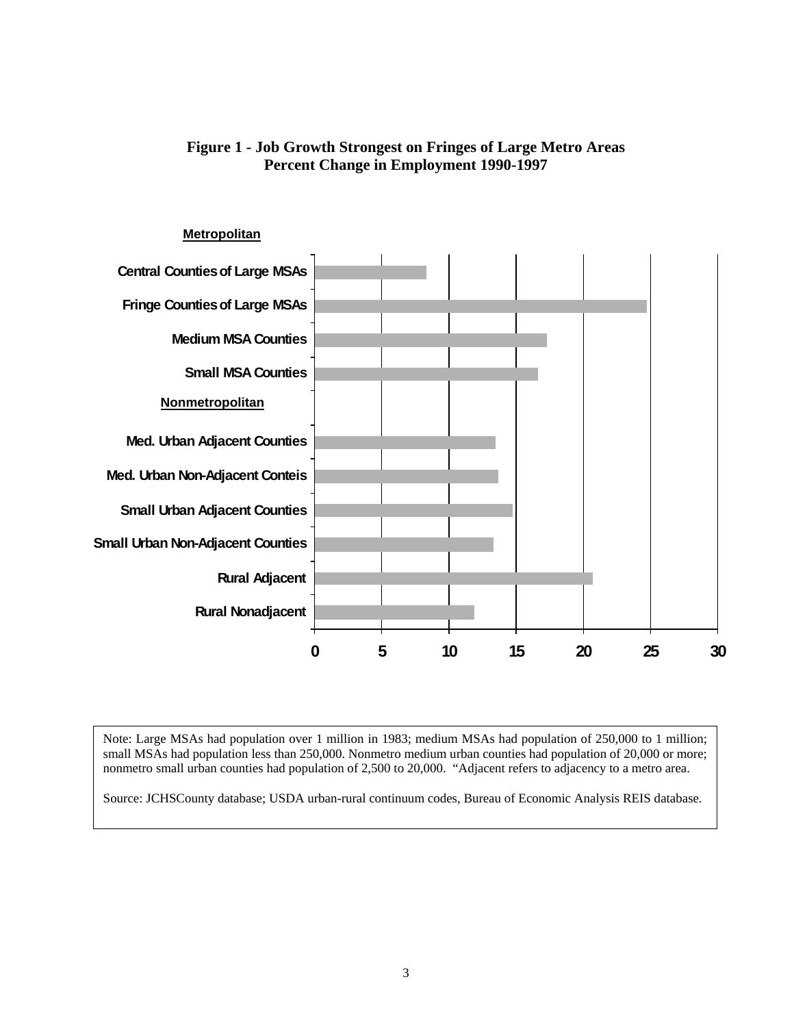**Figure 1 - Job Growth Strongest on Fringes of Large Metro Areas**
**Percent Change in Employment 1990-1997**

| | Percent Change in Employment 1990-1997 |
|---|---|
| **Metropolitan** | |
| Central Counties of Large MSAs | ~8.3 |
| Fringe Counties of Large MSAs | ~24.7 |
| Medium MSA Counties | ~17.3 |
| Small MSA Counties | ~16.6 |
| **Nonmetropolitan** | |
| Med. Urban Adjacent Counties | ~13.4 |
| Med. Urban Non-Adjacent Conteis | ~13.6 |
| Small Urban Adjacent Counties | ~14.7 |
| Small Urban Non-Adjacent Counties | ~13.3 |
| Rural Adjacent | ~20.7 |
| Rural Nonadjacent | ~11.9 |

Note: Large MSAs had population over 1 million in 1983; medium MSAs had population of 250,000 to 1 million; small MSAs had population less than 250,000. Nonmetro medium urban counties had population of 20,000 or more; nonmetro small urban counties had population of 2,500 to 20,000. "Adjacent refers to adjacency to a metro area.

Source: JCHSCounty database; USDA urban-rural continuum codes, Bureau of Economic Analysis REIS database.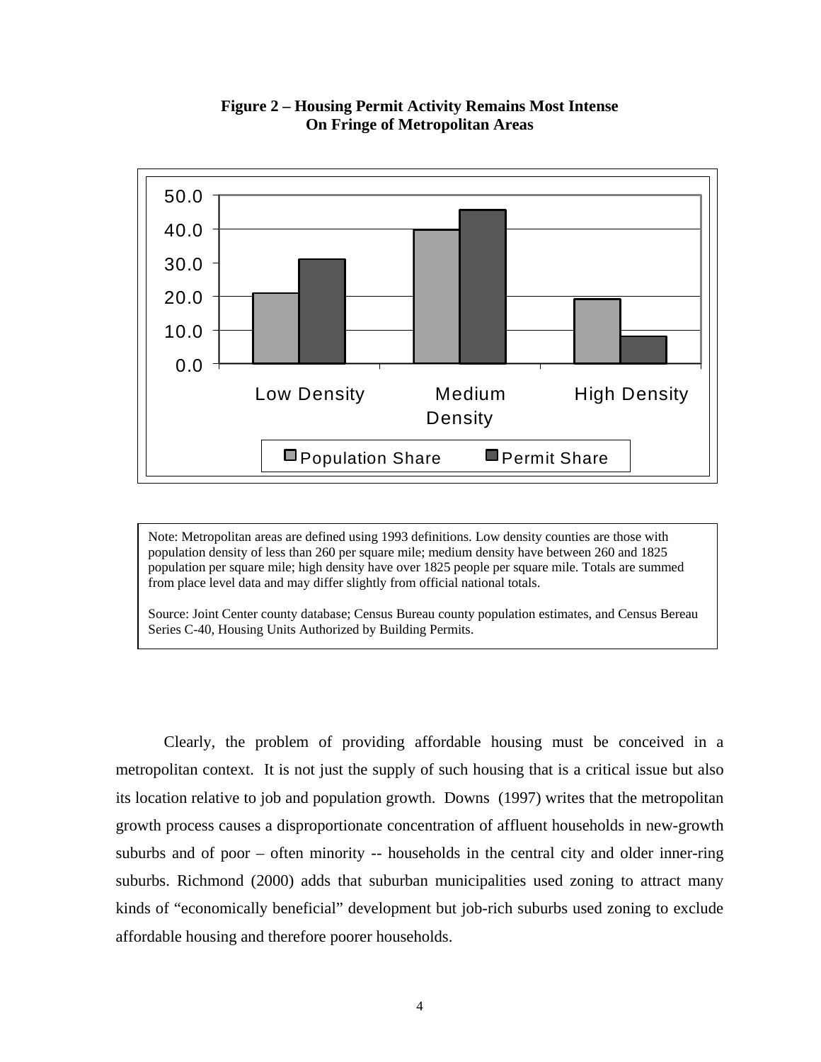**Figure 2 – Housing Permit Activity Remains Most Intense On Fringe of Metropolitan Areas**

Note: Metropolitan areas are defined using 1993 definitions. Low density counties are those with population density of less than 260 per square mile; medium density have between 260 and 1825 population per square mile; high density have over 1825 people per square mile. Totals are summed from place level data and may differ slightly from official national totals.

Source: Joint Center county database; Census Bureau county population estimates, and Census Bereau Series C-40, Housing Units Authorized by Building Permits.

Clearly, the problem of providing affordable housing must be conceived in a metropolitan context. It is not just the supply of such housing that is a critical issue but also its location relative to job and population growth. Downs (1997) writes that the metropolitan growth process causes a disproportionate concentration of affluent households in new-growth suburbs and of poor – often minority -- households in the central city and older inner-ring suburbs. Richmond (2000) adds that suburban municipalities used zoning to attract many kinds of "economically beneficial" development but job-rich suburbs used zoning to exclude affordable housing and therefore poorer households.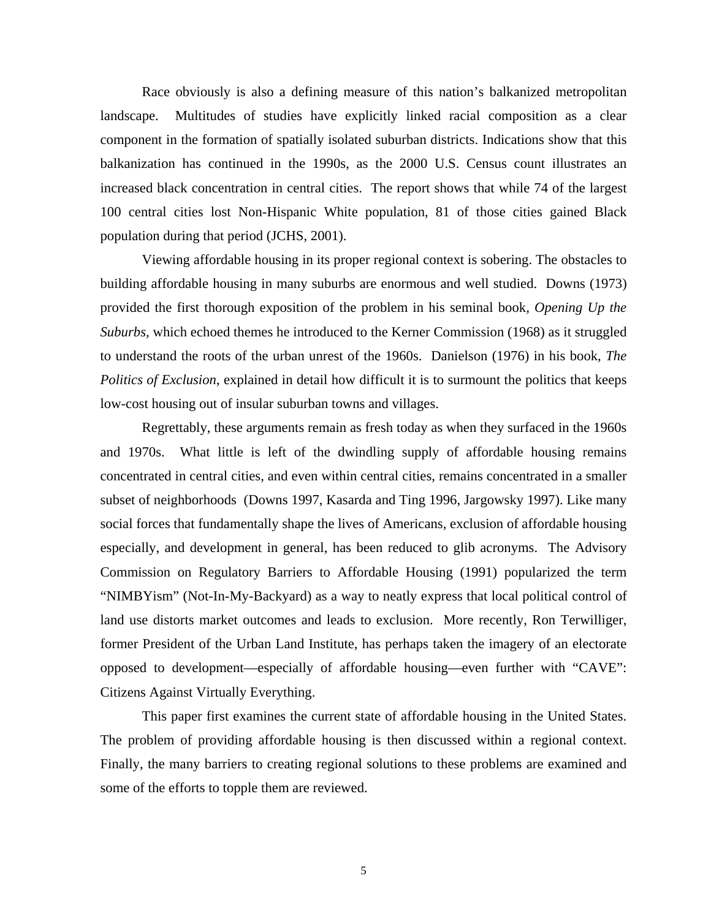Race obviously is also a defining measure of this nation's balkanized metropolitan landscape. Multitudes of studies have explicitly linked racial composition as a clear component in the formation of spatially isolated suburban districts. Indications show that this balkanization has continued in the 1990s, as the 2000 U.S. Census count illustrates an increased black concentration in central cities. The report shows that while 74 of the largest 100 central cities lost Non-Hispanic White population, 81 of those cities gained Black population during that period (JCHS, 2001).

Viewing affordable housing in its proper regional context is sobering. The obstacles to building affordable housing in many suburbs are enormous and well studied. Downs (1973) provided the first thorough exposition of the problem in his seminal book, *Opening Up the Suburbs,* which echoed themes he introduced to the Kerner Commission (1968) as it struggled to understand the roots of the urban unrest of the 1960s. Danielson (1976) in his book, *The Politics of Exclusion*, explained in detail how difficult it is to surmount the politics that keeps low-cost housing out of insular suburban towns and villages.

Regrettably, these arguments remain as fresh today as when they surfaced in the 1960s and 1970s. What little is left of the dwindling supply of affordable housing remains concentrated in central cities, and even within central cities, remains concentrated in a smaller subset of neighborhoods (Downs 1997, Kasarda and Ting 1996, Jargowsky 1997). Like many social forces that fundamentally shape the lives of Americans, exclusion of affordable housing especially, and development in general, has been reduced to glib acronyms. The Advisory Commission on Regulatory Barriers to Affordable Housing (1991) popularized the term "NIMBYism" (Not-In-My-Backyard) as a way to neatly express that local political control of land use distorts market outcomes and leads to exclusion. More recently, Ron Terwilliger, former President of the Urban Land Institute, has perhaps taken the imagery of an electorate opposed to development—especially of affordable housing—even further with "CAVE": Citizens Against Virtually Everything.

This paper first examines the current state of affordable housing in the United States. The problem of providing affordable housing is then discussed within a regional context. Finally, the many barriers to creating regional solutions to these problems are examined and some of the efforts to topple them are reviewed.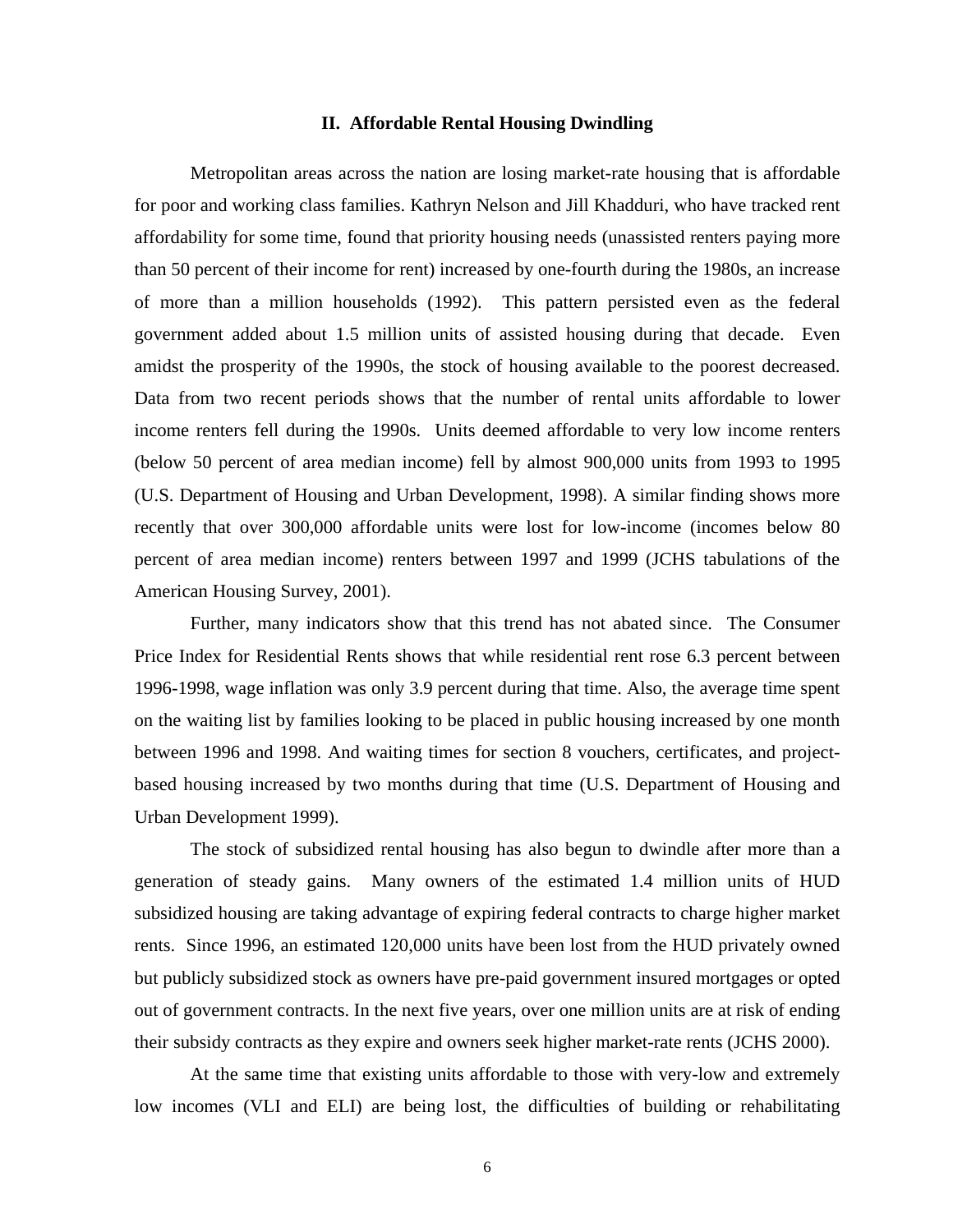## II. Affordable Rental Housing Dwindling

Metropolitan areas across the nation are losing market-rate housing that is affordable for poor and working class families. Kathryn Nelson and Jill Khadduri, who have tracked rent affordability for some time, found that priority housing needs (unassisted renters paying more than 50 percent of their income for rent) increased by one-fourth during the 1980s, an increase of more than a million households (1992). This pattern persisted even as the federal government added about 1.5 million units of assisted housing during that decade. Even amidst the prosperity of the 1990s, the stock of housing available to the poorest decreased. Data from two recent periods shows that the number of rental units affordable to lower income renters fell during the 1990s. Units deemed affordable to very low income renters (below 50 percent of area median income) fell by almost 900,000 units from 1993 to 1995 (U.S. Department of Housing and Urban Development, 1998). A similar finding shows more recently that over 300,000 affordable units were lost for low-income (incomes below 80 percent of area median income) renters between 1997 and 1999 (JCHS tabulations of the American Housing Survey, 2001).

Further, many indicators show that this trend has not abated since. The Consumer Price Index for Residential Rents shows that while residential rent rose 6.3 percent between 1996-1998, wage inflation was only 3.9 percent during that time. Also, the average time spent on the waiting list by families looking to be placed in public housing increased by one month between 1996 and 1998. And waiting times for section 8 vouchers, certificates, and project-based housing increased by two months during that time (U.S. Department of Housing and Urban Development 1999).

The stock of subsidized rental housing has also begun to dwindle after more than a generation of steady gains. Many owners of the estimated 1.4 million units of HUD subsidized housing are taking advantage of expiring federal contracts to charge higher market rents. Since 1996, an estimated 120,000 units have been lost from the HUD privately owned but publicly subsidized stock as owners have pre-paid government insured mortgages or opted out of government contracts. In the next five years, over one million units are at risk of ending their subsidy contracts as they expire and owners seek higher market-rate rents (JCHS 2000).

At the same time that existing units affordable to those with very-low and extremely low incomes (VLI and ELI) are being lost, the difficulties of building or rehabilitating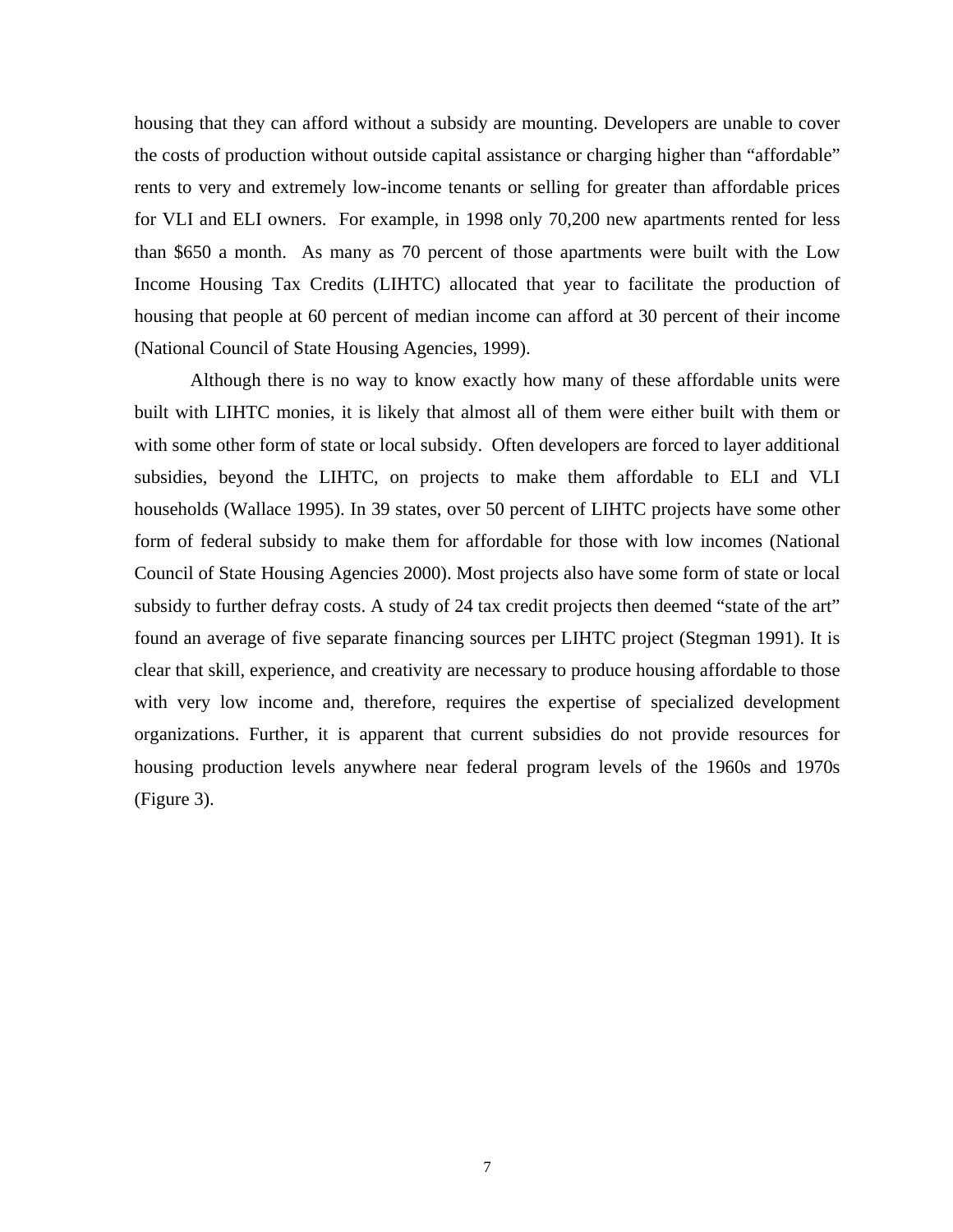housing that they can afford without a subsidy are mounting. Developers are unable to cover the costs of production without outside capital assistance or charging higher than "affordable" rents to very and extremely low-income tenants or selling for greater than affordable prices for VLI and ELI owners. For example, in 1998 only 70,200 new apartments rented for less than $650 a month. As many as 70 percent of those apartments were built with the Low Income Housing Tax Credits (LIHTC) allocated that year to facilitate the production of housing that people at 60 percent of median income can afford at 30 percent of their income (National Council of State Housing Agencies, 1999).

Although there is no way to know exactly how many of these affordable units were built with LIHTC monies, it is likely that almost all of them were either built with them or with some other form of state or local subsidy. Often developers are forced to layer additional subsidies, beyond the LIHTC, on projects to make them affordable to ELI and VLI households (Wallace 1995). In 39 states, over 50 percent of LIHTC projects have some other form of federal subsidy to make them for affordable for those with low incomes (National Council of State Housing Agencies 2000). Most projects also have some form of state or local subsidy to further defray costs. A study of 24 tax credit projects then deemed "state of the art" found an average of five separate financing sources per LIHTC project (Stegman 1991). It is clear that skill, experience, and creativity are necessary to produce housing affordable to those with very low income and, therefore, requires the expertise of specialized development organizations. Further, it is apparent that current subsidies do not provide resources for housing production levels anywhere near federal program levels of the 1960s and 1970s (Figure 3).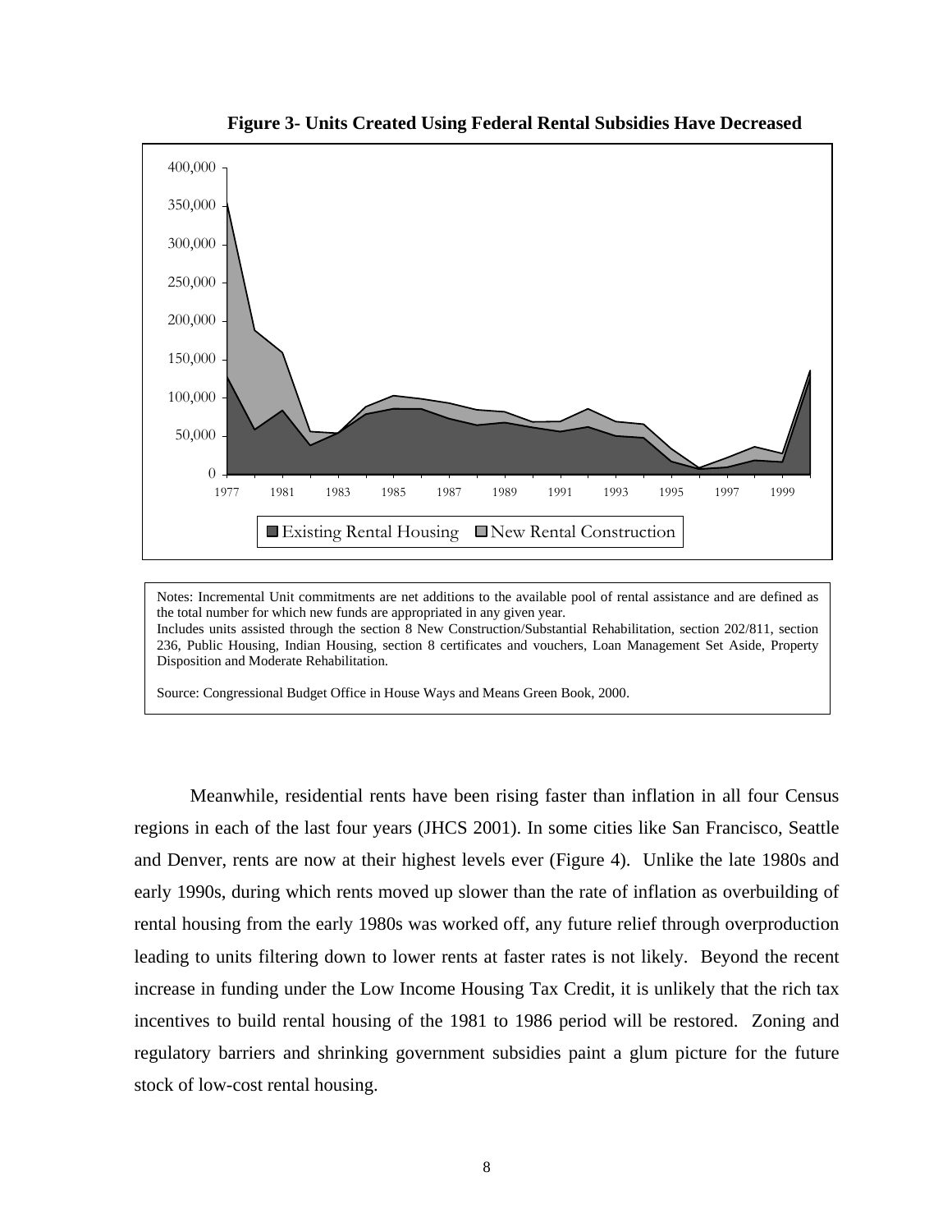**Figure 3- Units Created Using Federal Rental Subsidies Have Decreased**

Notes: Incremental Unit commitments are net additions to the available pool of rental assistance and are defined as the total number for which new funds are appropriated in any given year.
Includes units assisted through the section 8 New Construction/Substantial Rehabilitation, section 202/811, section 236, Public Housing, Indian Housing, section 8 certificates and vouchers, Loan Management Set Aside, Property Disposition and Moderate Rehabilitation.

Source: Congressional Budget Office in House Ways and Means Green Book, 2000.

Meanwhile, residential rents have been rising faster than inflation in all four Census regions in each of the last four years (JHCS 2001). In some cities like San Francisco, Seattle and Denver, rents are now at their highest levels ever (Figure 4). Unlike the late 1980s and early 1990s, during which rents moved up slower than the rate of inflation as overbuilding of rental housing from the early 1980s was worked off, any future relief through overproduction leading to units filtering down to lower rents at faster rates is not likely. Beyond the recent increase in funding under the Low Income Housing Tax Credit, it is unlikely that the rich tax incentives to build rental housing of the 1981 to 1986 period will be restored. Zoning and regulatory barriers and shrinking government subsidies paint a glum picture for the future stock of low-cost rental housing.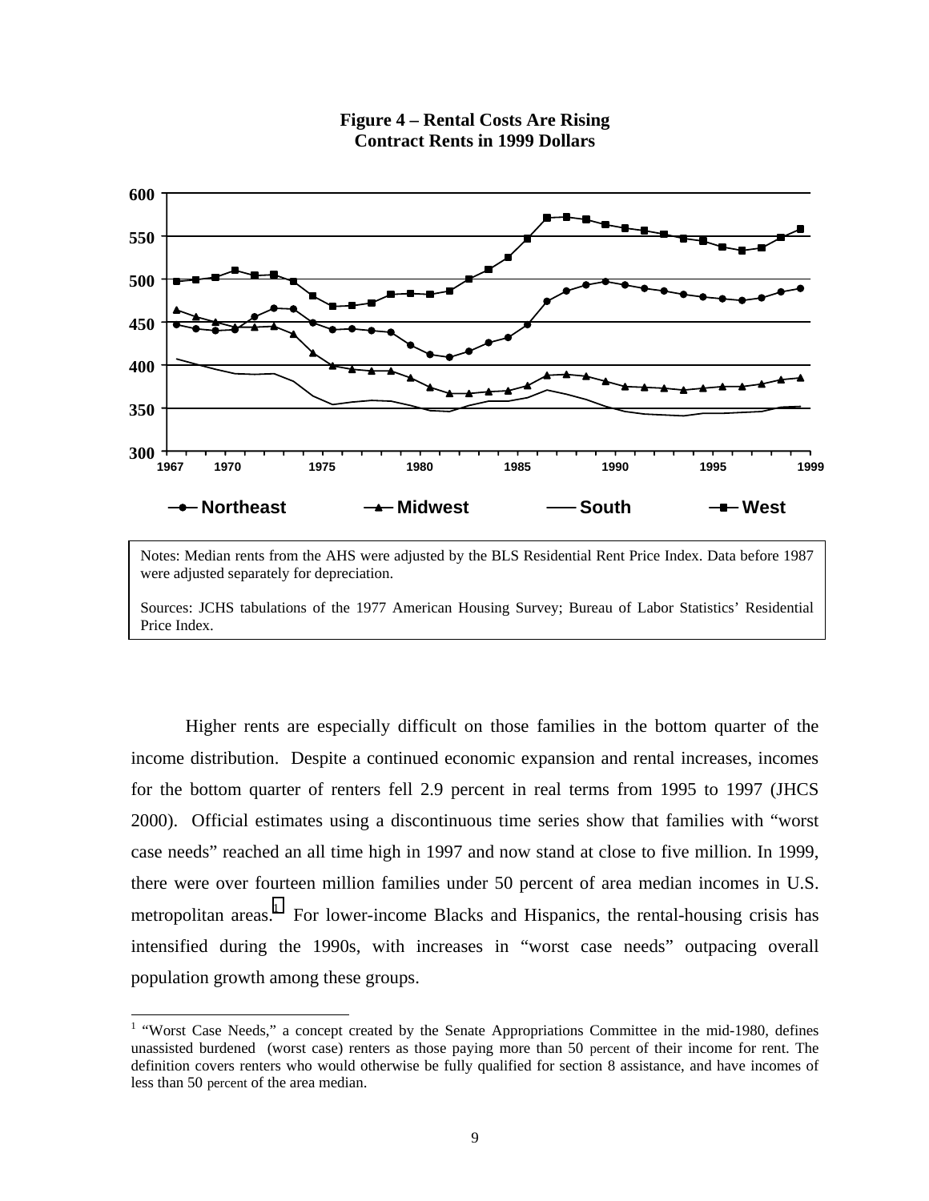**Figure 4 – Rental Costs Are Rising**
**Contract Rents in 1999 Dollars**

Notes: Median rents from the AHS were adjusted by the BLS Residential Rent Price Index. Data before 1987 were adjusted separately for depreciation.

Sources: JCHS tabulations of the 1977 American Housing Survey; Bureau of Labor Statistics' Residential Price Index.

Higher rents are especially difficult on those families in the bottom quarter of the income distribution. Despite a continued economic expansion and rental increases, incomes for the bottom quarter of renters fell 2.9 percent in real terms from 1995 to 1997 (JHCS 2000). Official estimates using a discontinuous time series show that families with "worst case needs" reached an all time high in 1997 and now stand at close to five million. In 1999, there were over fourteen million families under 50 percent of area median incomes in U.S. metropolitan areas.[1] For lower-income Blacks and Hispanics, the rental-housing crisis has intensified during the 1990s, with increases in "worst case needs" outpacing overall population growth among these groups.

[1] "Worst Case Needs," a concept created by the Senate Appropriations Committee in the mid-1980, defines unassisted burdened (worst case) renters as those paying more than 50 percent of their income for rent. The definition covers renters who would otherwise be fully qualified for section 8 assistance, and have incomes of less than 50 percent of the area median.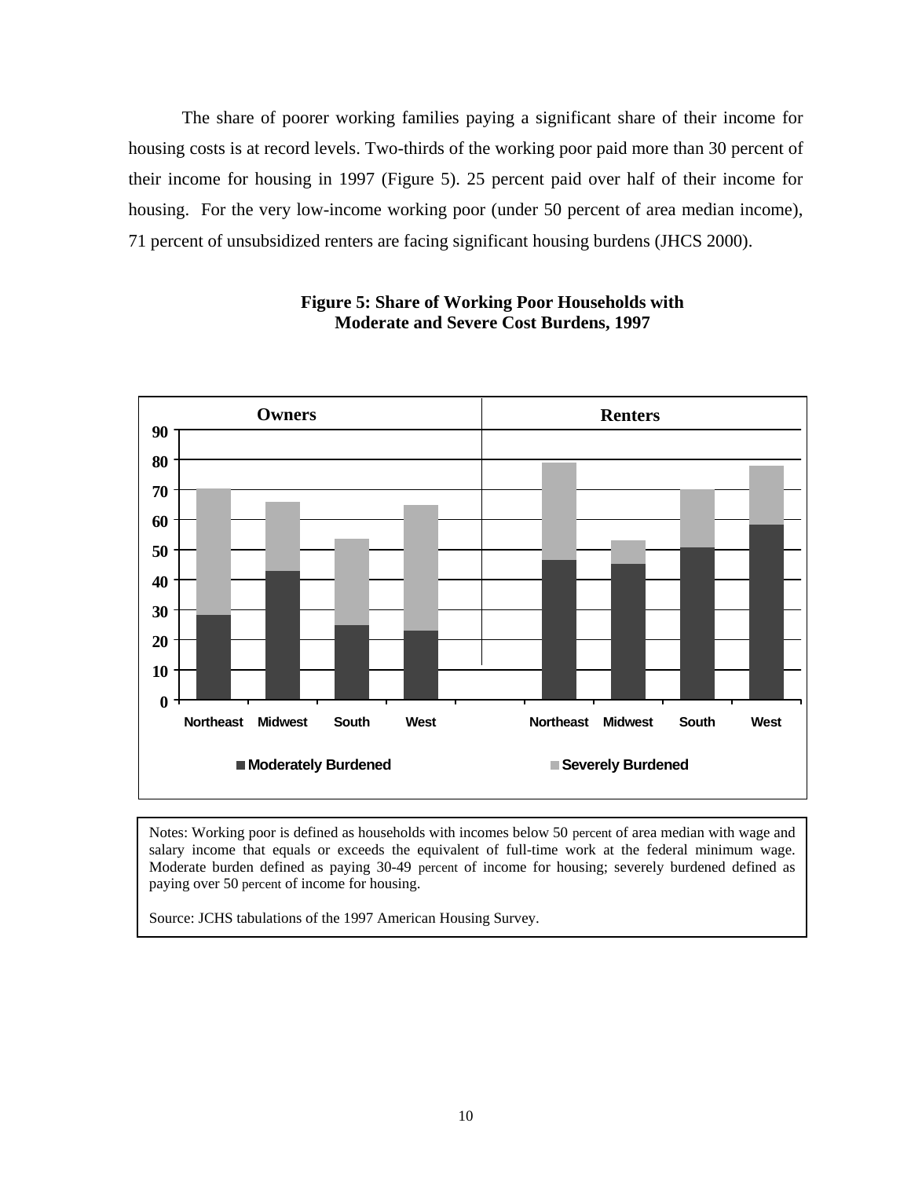The share of poorer working families paying a significant share of their income for housing costs is at record levels. Two-thirds of the working poor paid more than 30 percent of their income for housing in 1997 (Figure 5). 25 percent paid over half of their income for housing. For the very low-income working poor (under 50 percent of area median income), 71 percent of unsubsidized renters are facing significant housing burdens (JHCS 2000).

**Figure 5: Share of Working Poor Households with Moderate and Severe Cost Burdens, 1997**

Notes: Working poor is defined as households with incomes below 50 percent of area median with wage and salary income that equals or exceeds the equivalent of full-time work at the federal minimum wage. Moderate burden defined as paying 30-49 percent of income for housing; severely burdened defined as paying over 50 percent of income for housing.

Source: JCHS tabulations of the 1997 American Housing Survey.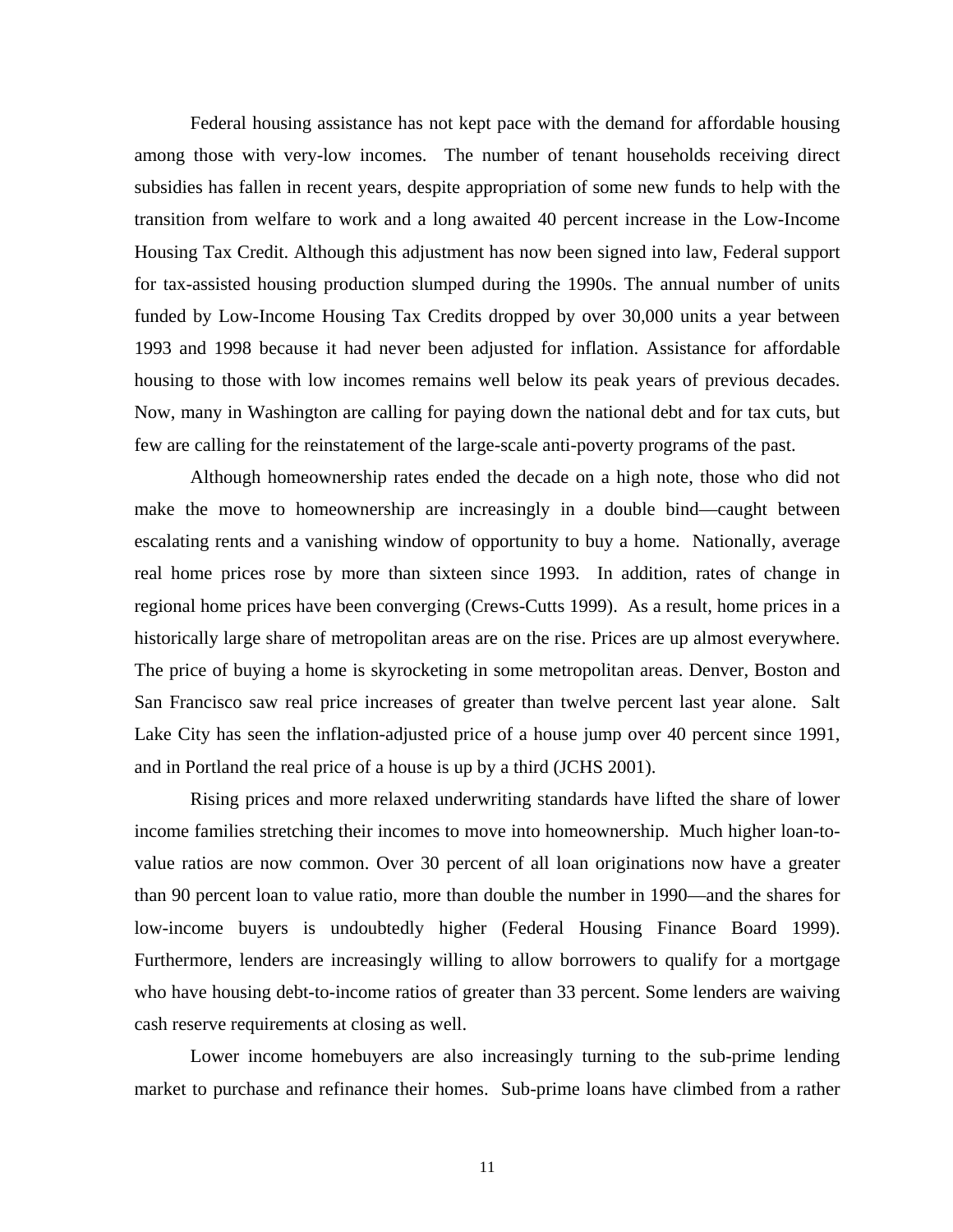Federal housing assistance has not kept pace with the demand for affordable housing among those with very-low incomes. The number of tenant households receiving direct subsidies has fallen in recent years, despite appropriation of some new funds to help with the transition from welfare to work and a long awaited 40 percent increase in the Low-Income Housing Tax Credit. Although this adjustment has now been signed into law, Federal support for tax-assisted housing production slumped during the 1990s. The annual number of units funded by Low-Income Housing Tax Credits dropped by over 30,000 units a year between 1993 and 1998 because it had never been adjusted for inflation. Assistance for affordable housing to those with low incomes remains well below its peak years of previous decades. Now, many in Washington are calling for paying down the national debt and for tax cuts, but few are calling for the reinstatement of the large-scale anti-poverty programs of the past.

Although homeownership rates ended the decade on a high note, those who did not make the move to homeownership are increasingly in a double bind—caught between escalating rents and a vanishing window of opportunity to buy a home. Nationally, average real home prices rose by more than sixteen since 1993. In addition, rates of change in regional home prices have been converging (Crews-Cutts 1999). As a result, home prices in a historically large share of metropolitan areas are on the rise. Prices are up almost everywhere. The price of buying a home is skyrocketing in some metropolitan areas. Denver, Boston and San Francisco saw real price increases of greater than twelve percent last year alone. Salt Lake City has seen the inflation-adjusted price of a house jump over 40 percent since 1991, and in Portland the real price of a house is up by a third (JCHS 2001).

Rising prices and more relaxed underwriting standards have lifted the share of lower income families stretching their incomes to move into homeownership. Much higher loan-to-value ratios are now common. Over 30 percent of all loan originations now have a greater than 90 percent loan to value ratio, more than double the number in 1990—and the shares for low-income buyers is undoubtedly higher (Federal Housing Finance Board 1999). Furthermore, lenders are increasingly willing to allow borrowers to qualify for a mortgage who have housing debt-to-income ratios of greater than 33 percent. Some lenders are waiving cash reserve requirements at closing as well.

Lower income homebuyers are also increasingly turning to the sub-prime lending market to purchase and refinance their homes. Sub-prime loans have climbed from a rather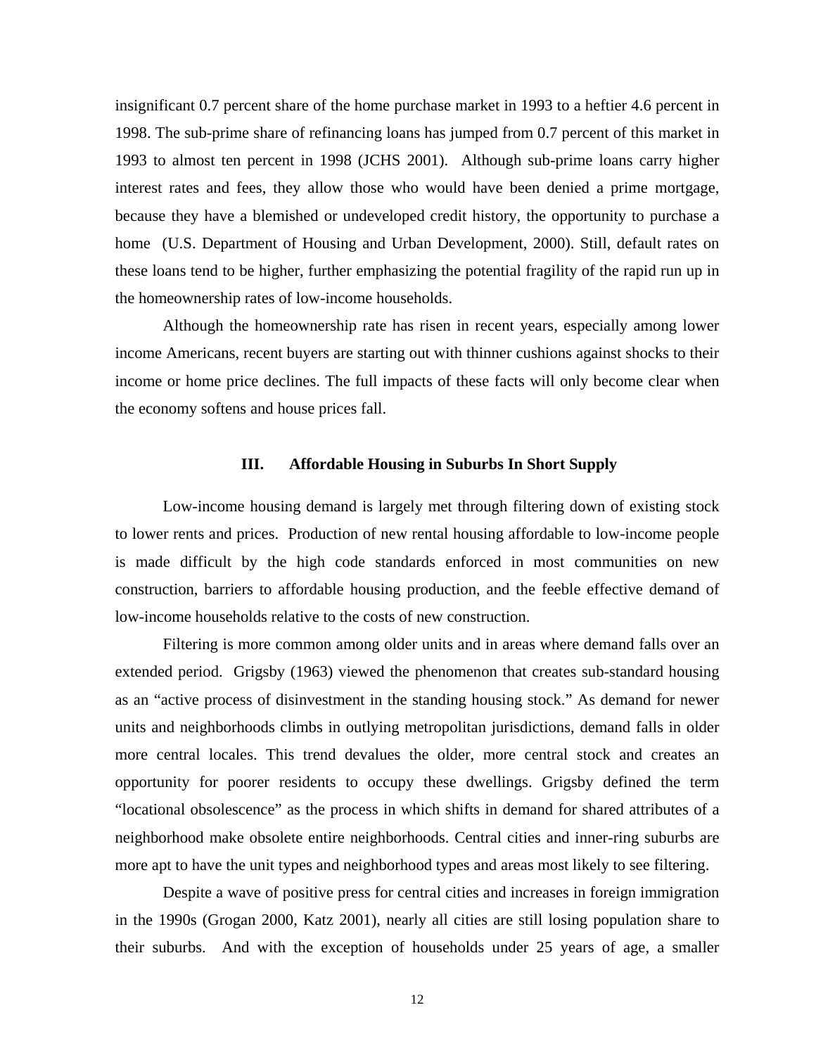insignificant 0.7 percent share of the home purchase market in 1993 to a heftier 4.6 percent in 1998. The sub-prime share of refinancing loans has jumped from 0.7 percent of this market in 1993 to almost ten percent in 1998 (JCHS 2001). Although sub-prime loans carry higher interest rates and fees, they allow those who would have been denied a prime mortgage, because they have a blemished or undeveloped credit history, the opportunity to purchase a home (U.S. Department of Housing and Urban Development, 2000). Still, default rates on these loans tend to be higher, further emphasizing the potential fragility of the rapid run up in the homeownership rates of low-income households.

Although the homeownership rate has risen in recent years, especially among lower income Americans, recent buyers are starting out with thinner cushions against shocks to their income or home price declines. The full impacts of these facts will only become clear when the economy softens and house prices fall.

## III. Affordable Housing in Suburbs In Short Supply

Low-income housing demand is largely met through filtering down of existing stock to lower rents and prices. Production of new rental housing affordable to low-income people is made difficult by the high code standards enforced in most communities on new construction, barriers to affordable housing production, and the feeble effective demand of low-income households relative to the costs of new construction.

Filtering is more common among older units and in areas where demand falls over an extended period. Grigsby (1963) viewed the phenomenon that creates sub-standard housing as an "active process of disinvestment in the standing housing stock." As demand for newer units and neighborhoods climbs in outlying metropolitan jurisdictions, demand falls in older more central locales. This trend devalues the older, more central stock and creates an opportunity for poorer residents to occupy these dwellings. Grigsby defined the term "locational obsolescence" as the process in which shifts in demand for shared attributes of a neighborhood make obsolete entire neighborhoods. Central cities and inner-ring suburbs are more apt to have the unit types and neighborhood types and areas most likely to see filtering.

Despite a wave of positive press for central cities and increases in foreign immigration in the 1990s (Grogan 2000, Katz 2001), nearly all cities are still losing population share to their suburbs. And with the exception of households under 25 years of age, a smaller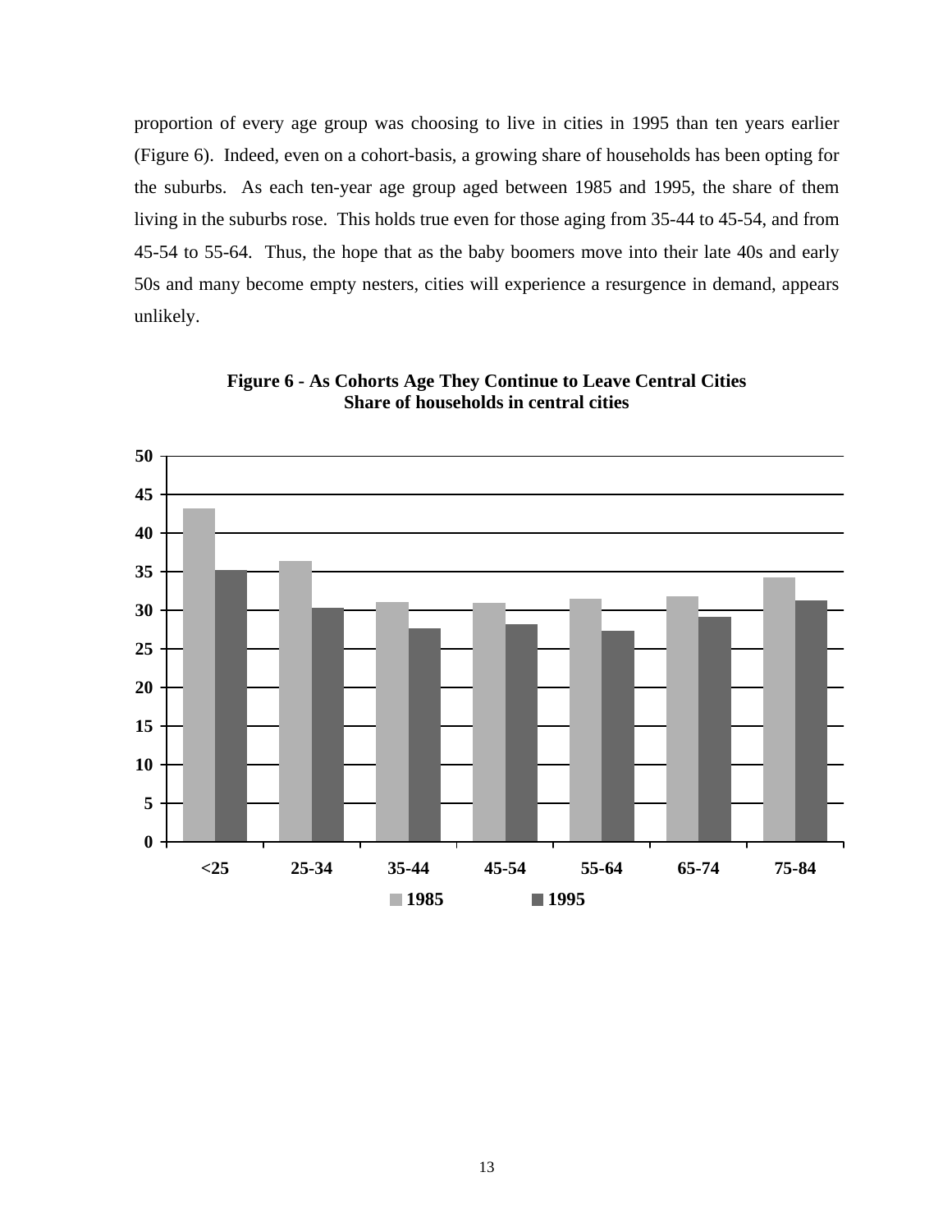proportion of every age group was choosing to live in cities in 1995 than ten years earlier (Figure 6). Indeed, even on a cohort-basis, a growing share of households has been opting for the suburbs. As each ten-year age group aged between 1985 and 1995, the share of them living in the suburbs rose. This holds true even for those aging from 35-44 to 45-54, and from 45-54 to 55-64. Thus, the hope that as the baby boomers move into their late 40s and early 50s and many become empty nesters, cities will experience a resurgence in demand, appears unlikely.

**Figure 6 - As Cohorts Age They Continue to Leave Central Cities**
**Share of households in central cities**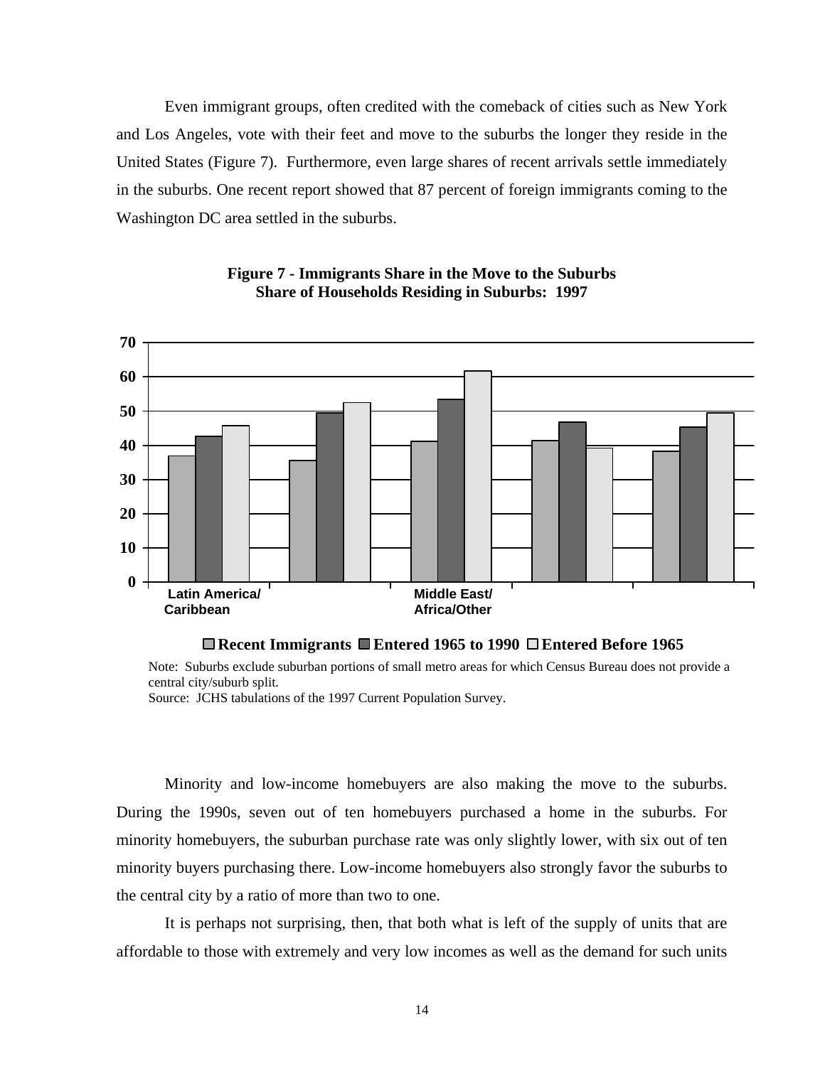Even immigrant groups, often credited with the comeback of cities such as New York and Los Angeles, vote with their feet and move to the suburbs the longer they reside in the United States (Figure 7). Furthermore, even large shares of recent arrivals settle immediately in the suburbs. One recent report showed that 87 percent of foreign immigrants coming to the Washington DC area settled in the suburbs.

**Figure 7 - Immigrants Share in the Move to the Suburbs**
**Share of Households Residing in Suburbs: 1997**

Recent Immigrants | Entered 1965 to 1990 | Entered Before 1965

Note: Suburbs exclude suburban portions of small metro areas for which Census Bureau does not provide a central city/suburb split.
Source: JCHS tabulations of the 1997 Current Population Survey.

Minority and low-income homebuyers are also making the move to the suburbs. During the 1990s, seven out of ten homebuyers purchased a home in the suburbs. For minority homebuyers, the suburban purchase rate was only slightly lower, with six out of ten minority buyers purchasing there. Low-income homebuyers also strongly favor the suburbs to the central city by a ratio of more than two to one.

It is perhaps not surprising, then, that both what is left of the supply of units that are affordable to those with extremely and very low incomes as well as the demand for such units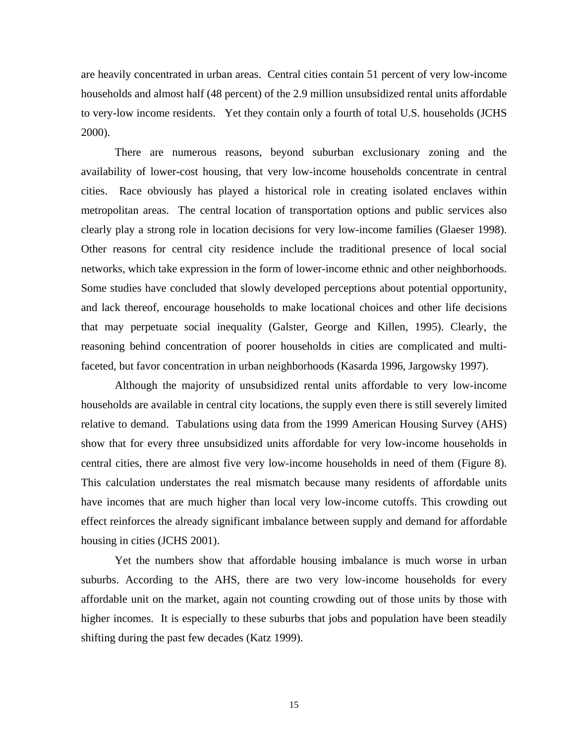are heavily concentrated in urban areas. Central cities contain 51 percent of very low-income households and almost half (48 percent) of the 2.9 million unsubsidized rental units affordable to very-low income residents. Yet they contain only a fourth of total U.S. households (JCHS 2000).

There are numerous reasons, beyond suburban exclusionary zoning and the availability of lower-cost housing, that very low-income households concentrate in central cities. Race obviously has played a historical role in creating isolated enclaves within metropolitan areas. The central location of transportation options and public services also clearly play a strong role in location decisions for very low-income families (Glaeser 1998). Other reasons for central city residence include the traditional presence of local social networks, which take expression in the form of lower-income ethnic and other neighborhoods. Some studies have concluded that slowly developed perceptions about potential opportunity, and lack thereof, encourage households to make locational choices and other life decisions that may perpetuate social inequality (Galster, George and Killen, 1995). Clearly, the reasoning behind concentration of poorer households in cities are complicated and multi-faceted, but favor concentration in urban neighborhoods (Kasarda 1996, Jargowsky 1997).

Although the majority of unsubsidized rental units affordable to very low-income households are available in central city locations, the supply even there is still severely limited relative to demand. Tabulations using data from the 1999 American Housing Survey (AHS) show that for every three unsubsidized units affordable for very low-income households in central cities, there are almost five very low-income households in need of them (Figure 8). This calculation understates the real mismatch because many residents of affordable units have incomes that are much higher than local very low-income cutoffs. This crowding out effect reinforces the already significant imbalance between supply and demand for affordable housing in cities (JCHS 2001).

Yet the numbers show that affordable housing imbalance is much worse in urban suburbs. According to the AHS, there are two very low-income households for every affordable unit on the market, again not counting crowding out of those units by those with higher incomes. It is especially to these suburbs that jobs and population have been steadily shifting during the past few decades (Katz 1999).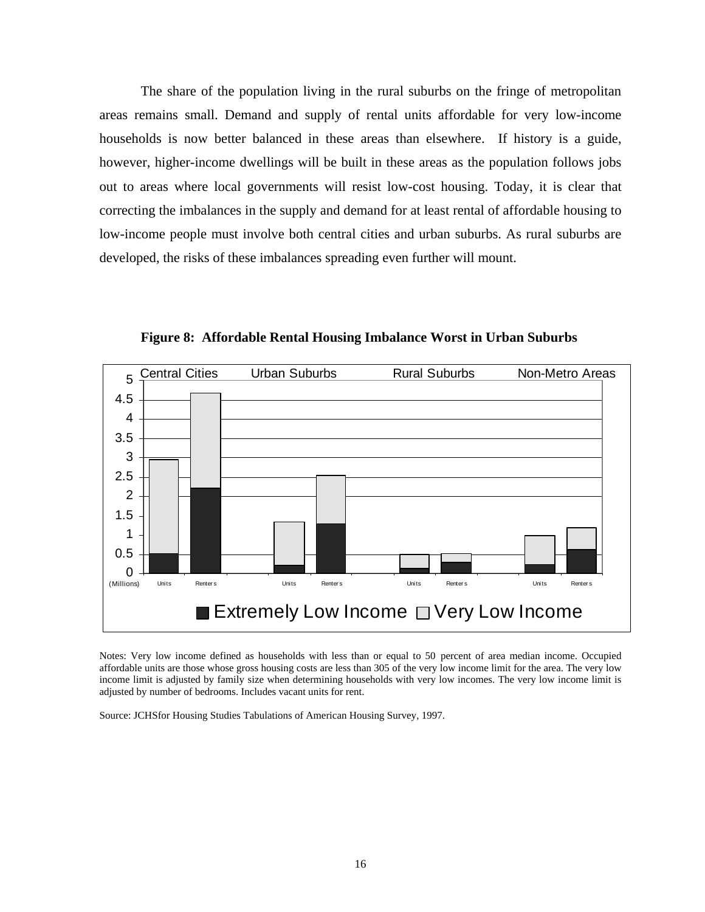The share of the population living in the rural suburbs on the fringe of metropolitan areas remains small. Demand and supply of rental units affordable for very low-income households is now better balanced in these areas than elsewhere. If history is a guide, however, higher-income dwellings will be built in these areas as the population follows jobs out to areas where local governments will resist low-cost housing. Today, it is clear that correcting the imbalances in the supply and demand for at least rental of affordable housing to low-income people must involve both central cities and urban suburbs. As rural suburbs are developed, the risks of these imbalances spreading even further will mount.

**Figure 8: Affordable Rental Housing Imbalance Worst in Urban Suburbs**

Notes: Very low income defined as households with less than or equal to 50 percent of area median income. Occupied affordable units are those whose gross housing costs are less than 305 of the very low income limit for the area. The very low income limit is adjusted by family size when determining households with very low incomes. The very low income limit is adjusted by number of bedrooms. Includes vacant units for rent.

Source: JCHSfor Housing Studies Tabulations of American Housing Survey, 1997.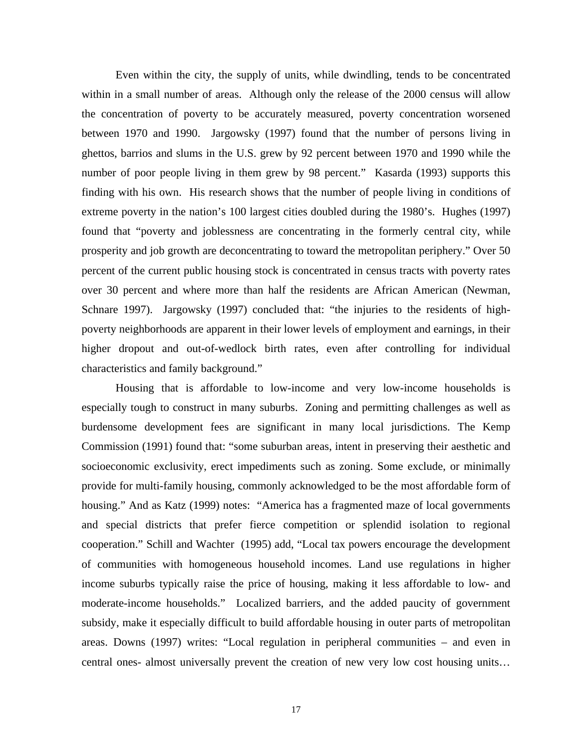Even within the city, the supply of units, while dwindling, tends to be concentrated within in a small number of areas. Although only the release of the 2000 census will allow the concentration of poverty to be accurately measured, poverty concentration worsened between 1970 and 1990. Jargowsky (1997) found that the number of persons living in ghettos, barrios and slums in the U.S. grew by 92 percent between 1970 and 1990 while the number of poor people living in them grew by 98 percent." Kasarda (1993) supports this finding with his own. His research shows that the number of people living in conditions of extreme poverty in the nation's 100 largest cities doubled during the 1980's. Hughes (1997) found that "poverty and joblessness are concentrating in the formerly central city, while prosperity and job growth are deconcentrating to toward the metropolitan periphery." Over 50 percent of the current public housing stock is concentrated in census tracts with poverty rates over 30 percent and where more than half the residents are African American (Newman, Schnare 1997). Jargowsky (1997) concluded that: "the injuries to the residents of high-poverty neighborhoods are apparent in their lower levels of employment and earnings, in their higher dropout and out-of-wedlock birth rates, even after controlling for individual characteristics and family background."

Housing that is affordable to low-income and very low-income households is especially tough to construct in many suburbs. Zoning and permitting challenges as well as burdensome development fees are significant in many local jurisdictions. The Kemp Commission (1991) found that: "some suburban areas, intent in preserving their aesthetic and socioeconomic exclusivity, erect impediments such as zoning. Some exclude, or minimally provide for multi-family housing, commonly acknowledged to be the most affordable form of housing." And as Katz (1999) notes: "America has a fragmented maze of local governments and special districts that prefer fierce competition or splendid isolation to regional cooperation." Schill and Wachter (1995) add, "Local tax powers encourage the development of communities with homogeneous household incomes. Land use regulations in higher income suburbs typically raise the price of housing, making it less affordable to low- and moderate-income households." Localized barriers, and the added paucity of government subsidy, make it especially difficult to build affordable housing in outer parts of metropolitan areas. Downs (1997) writes: "Local regulation in peripheral communities – and even in central ones- almost universally prevent the creation of new very low cost housing units…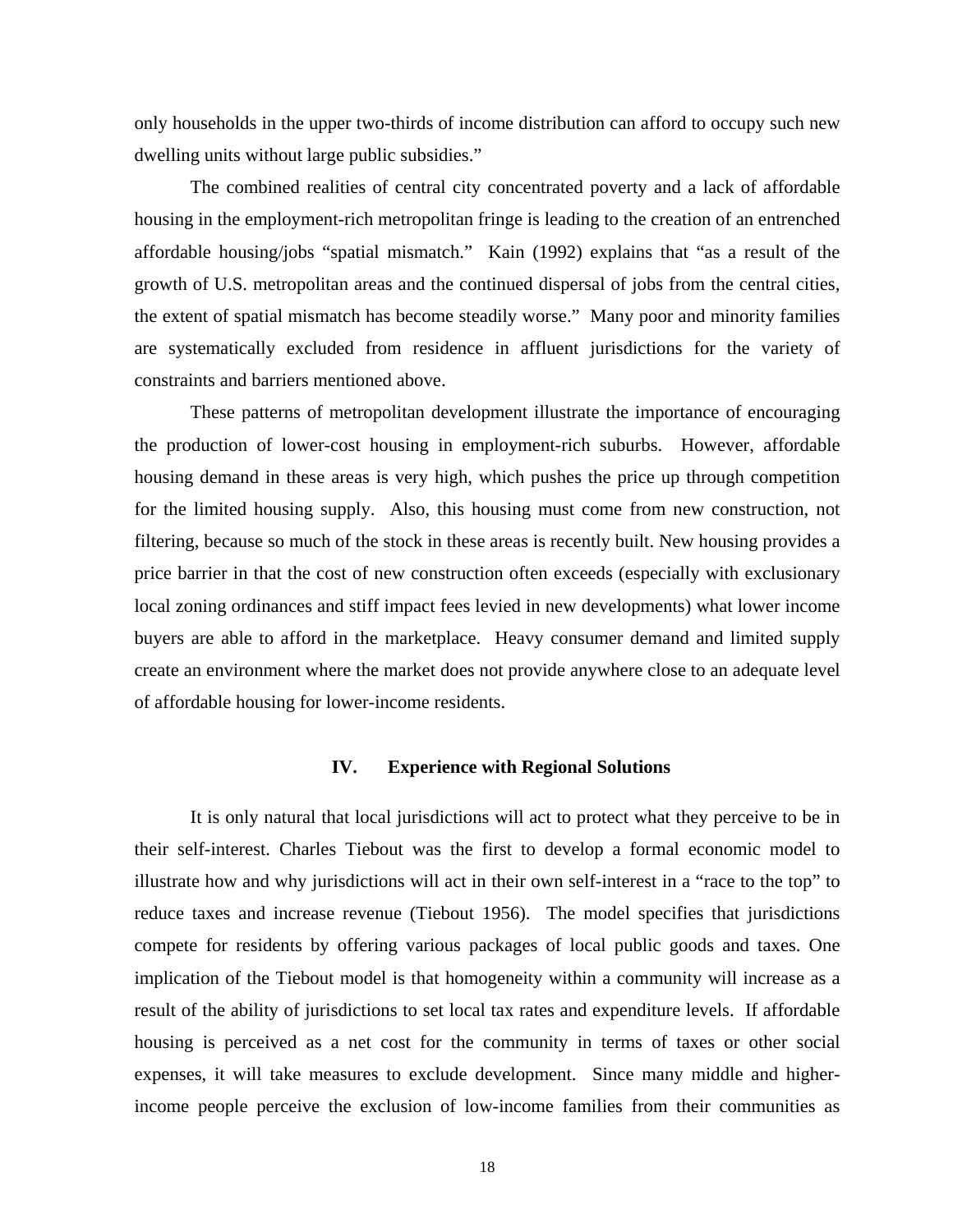only households in the upper two-thirds of income distribution can afford to occupy such new dwelling units without large public subsidies."

The combined realities of central city concentrated poverty and a lack of affordable housing in the employment-rich metropolitan fringe is leading to the creation of an entrenched affordable housing/jobs "spatial mismatch." Kain (1992) explains that "as a result of the growth of U.S. metropolitan areas and the continued dispersal of jobs from the central cities, the extent of spatial mismatch has become steadily worse." Many poor and minority families are systematically excluded from residence in affluent jurisdictions for the variety of constraints and barriers mentioned above.

These patterns of metropolitan development illustrate the importance of encouraging the production of lower-cost housing in employment-rich suburbs. However, affordable housing demand in these areas is very high, which pushes the price up through competition for the limited housing supply. Also, this housing must come from new construction, not filtering, because so much of the stock in these areas is recently built. New housing provides a price barrier in that the cost of new construction often exceeds (especially with exclusionary local zoning ordinances and stiff impact fees levied in new developments) what lower income buyers are able to afford in the marketplace. Heavy consumer demand and limited supply create an environment where the market does not provide anywhere close to an adequate level of affordable housing for lower-income residents.

## IV. Experience with Regional Solutions

It is only natural that local jurisdictions will act to protect what they perceive to be in their self-interest. Charles Tiebout was the first to develop a formal economic model to illustrate how and why jurisdictions will act in their own self-interest in a "race to the top" to reduce taxes and increase revenue (Tiebout 1956). The model specifies that jurisdictions compete for residents by offering various packages of local public goods and taxes. One implication of the Tiebout model is that homogeneity within a community will increase as a result of the ability of jurisdictions to set local tax rates and expenditure levels. If affordable housing is perceived as a net cost for the community in terms of taxes or other social expenses, it will take measures to exclude development. Since many middle and higher-income people perceive the exclusion of low-income families from their communities as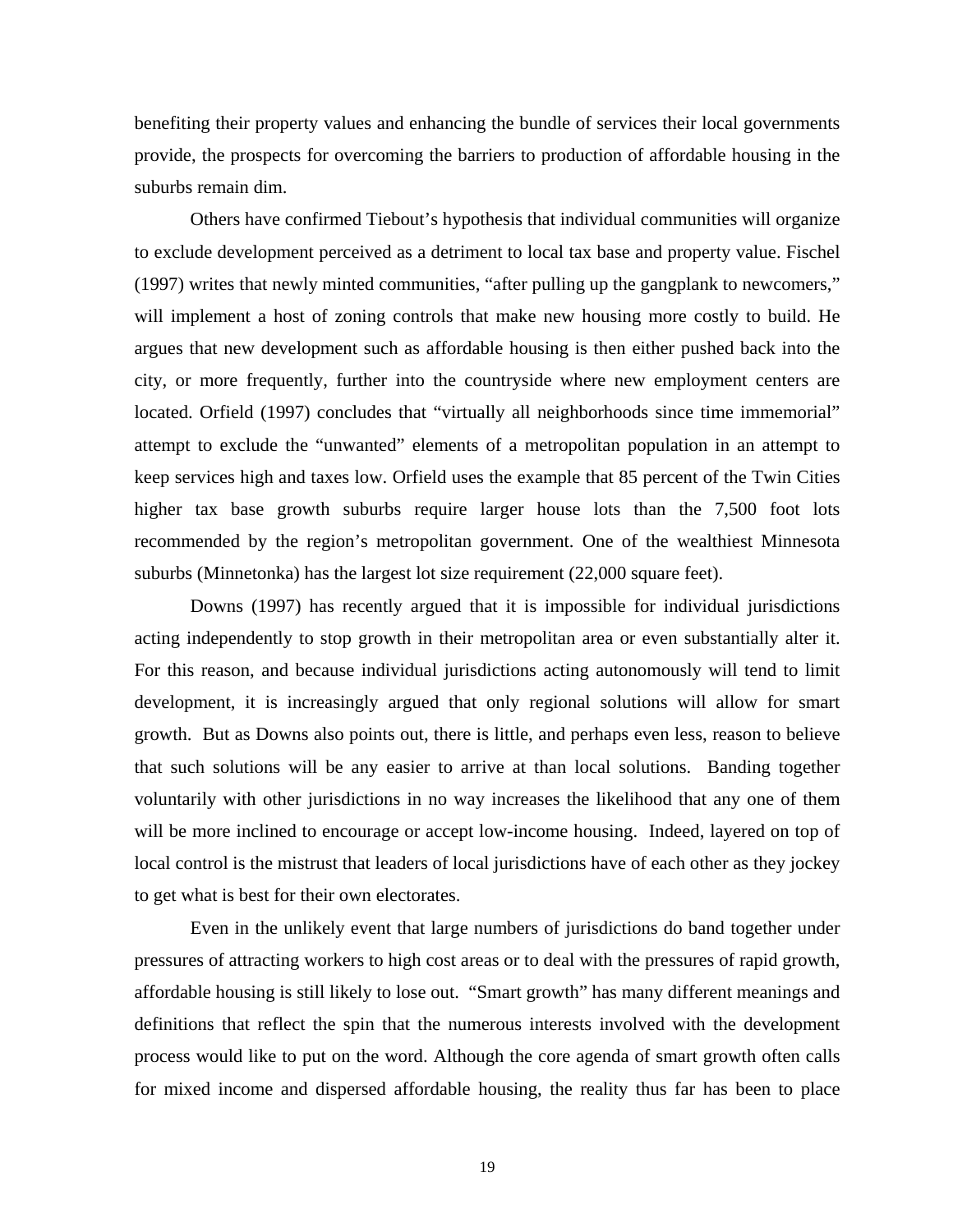benefiting their property values and enhancing the bundle of services their local governments provide, the prospects for overcoming the barriers to production of affordable housing in the suburbs remain dim.

Others have confirmed Tiebout's hypothesis that individual communities will organize to exclude development perceived as a detriment to local tax base and property value. Fischel (1997) writes that newly minted communities, "after pulling up the gangplank to newcomers," will implement a host of zoning controls that make new housing more costly to build. He argues that new development such as affordable housing is then either pushed back into the city, or more frequently, further into the countryside where new employment centers are located. Orfield (1997) concludes that "virtually all neighborhoods since time immemorial" attempt to exclude the "unwanted" elements of a metropolitan population in an attempt to keep services high and taxes low. Orfield uses the example that 85 percent of the Twin Cities higher tax base growth suburbs require larger house lots than the 7,500 foot lots recommended by the region's metropolitan government. One of the wealthiest Minnesota suburbs (Minnetonka) has the largest lot size requirement (22,000 square feet).

Downs (1997) has recently argued that it is impossible for individual jurisdictions acting independently to stop growth in their metropolitan area or even substantially alter it. For this reason, and because individual jurisdictions acting autonomously will tend to limit development, it is increasingly argued that only regional solutions will allow for smart growth. But as Downs also points out, there is little, and perhaps even less, reason to believe that such solutions will be any easier to arrive at than local solutions. Banding together voluntarily with other jurisdictions in no way increases the likelihood that any one of them will be more inclined to encourage or accept low-income housing. Indeed, layered on top of local control is the mistrust that leaders of local jurisdictions have of each other as they jockey to get what is best for their own electorates.

Even in the unlikely event that large numbers of jurisdictions do band together under pressures of attracting workers to high cost areas or to deal with the pressures of rapid growth, affordable housing is still likely to lose out. "Smart growth" has many different meanings and definitions that reflect the spin that the numerous interests involved with the development process would like to put on the word. Although the core agenda of smart growth often calls for mixed income and dispersed affordable housing, the reality thus far has been to place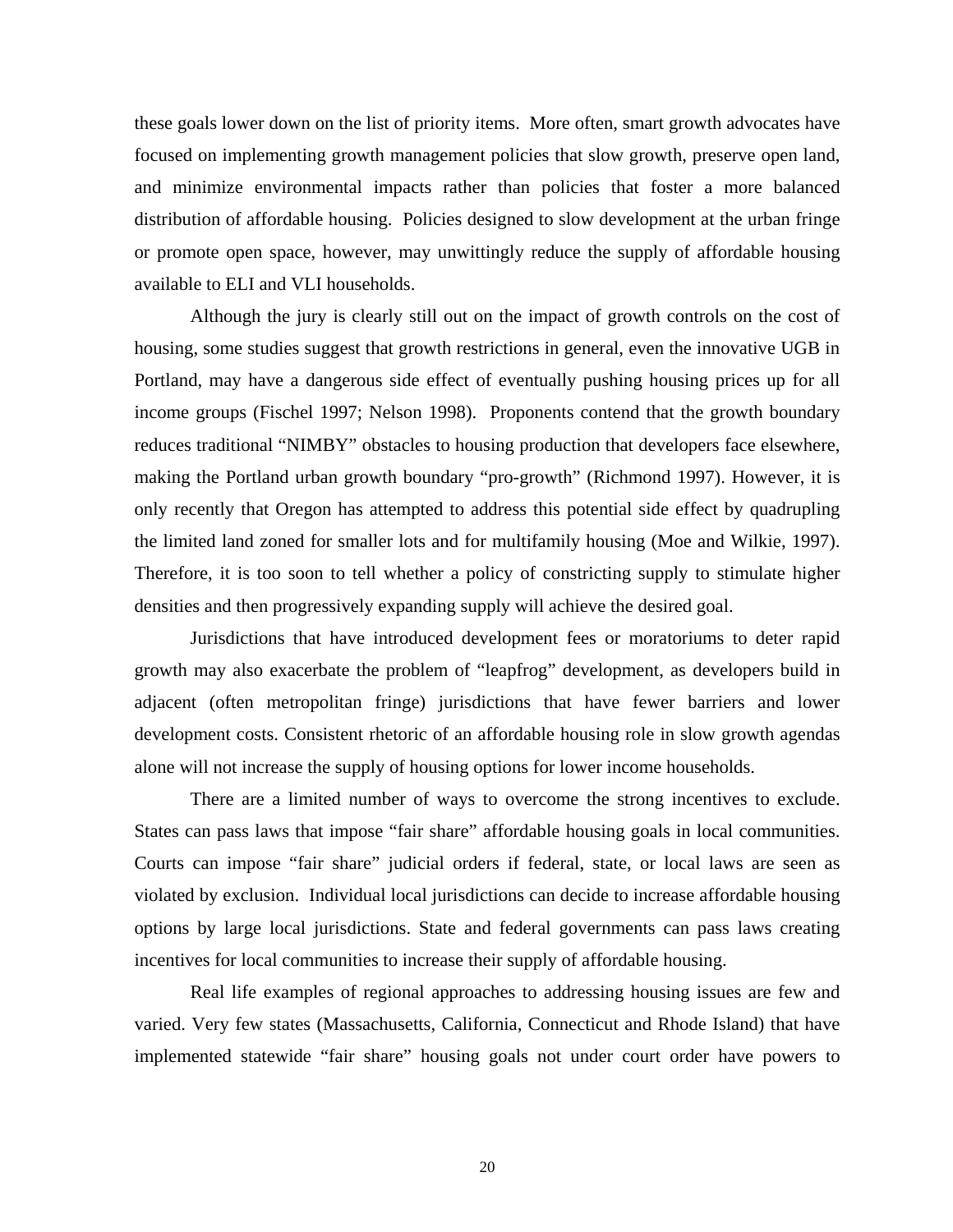these goals lower down on the list of priority items. More often, smart growth advocates have focused on implementing growth management policies that slow growth, preserve open land, and minimize environmental impacts rather than policies that foster a more balanced distribution of affordable housing. Policies designed to slow development at the urban fringe or promote open space, however, may unwittingly reduce the supply of affordable housing available to ELI and VLI households.

Although the jury is clearly still out on the impact of growth controls on the cost of housing, some studies suggest that growth restrictions in general, even the innovative UGB in Portland, may have a dangerous side effect of eventually pushing housing prices up for all income groups (Fischel 1997; Nelson 1998). Proponents contend that the growth boundary reduces traditional "NIMBY" obstacles to housing production that developers face elsewhere, making the Portland urban growth boundary "pro-growth" (Richmond 1997). However, it is only recently that Oregon has attempted to address this potential side effect by quadrupling the limited land zoned for smaller lots and for multifamily housing (Moe and Wilkie, 1997). Therefore, it is too soon to tell whether a policy of constricting supply to stimulate higher densities and then progressively expanding supply will achieve the desired goal.

Jurisdictions that have introduced development fees or moratoriums to deter rapid growth may also exacerbate the problem of "leapfrog" development, as developers build in adjacent (often metropolitan fringe) jurisdictions that have fewer barriers and lower development costs. Consistent rhetoric of an affordable housing role in slow growth agendas alone will not increase the supply of housing options for lower income households.

There are a limited number of ways to overcome the strong incentives to exclude. States can pass laws that impose "fair share" affordable housing goals in local communities. Courts can impose "fair share" judicial orders if federal, state, or local laws are seen as violated by exclusion. Individual local jurisdictions can decide to increase affordable housing options by large local jurisdictions. State and federal governments can pass laws creating incentives for local communities to increase their supply of affordable housing.

Real life examples of regional approaches to addressing housing issues are few and varied. Very few states (Massachusetts, California, Connecticut and Rhode Island) that have implemented statewide "fair share" housing goals not under court order have powers to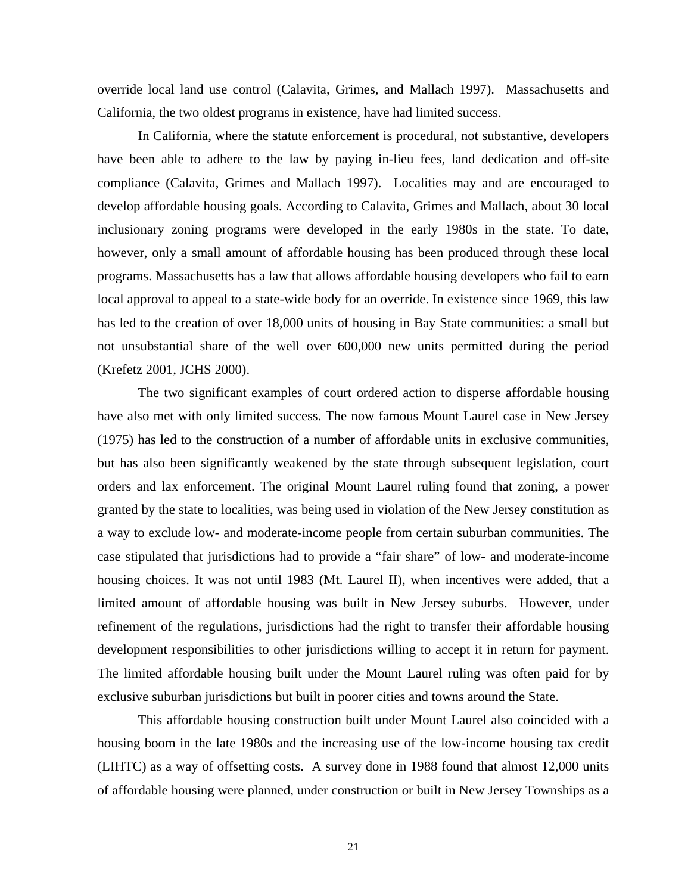override local land use control (Calavita, Grimes, and Mallach 1997). Massachusetts and California, the two oldest programs in existence, have had limited success.

In California, where the statute enforcement is procedural, not substantive, developers have been able to adhere to the law by paying in-lieu fees, land dedication and off-site compliance (Calavita, Grimes and Mallach 1997). Localities may and are encouraged to develop affordable housing goals. According to Calavita, Grimes and Mallach, about 30 local inclusionary zoning programs were developed in the early 1980s in the state. To date, however, only a small amount of affordable housing has been produced through these local programs. Massachusetts has a law that allows affordable housing developers who fail to earn local approval to appeal to a state-wide body for an override. In existence since 1969, this law has led to the creation of over 18,000 units of housing in Bay State communities: a small but not unsubstantial share of the well over 600,000 new units permitted during the period (Krefetz 2001, JCHS 2000).

The two significant examples of court ordered action to disperse affordable housing have also met with only limited success. The now famous Mount Laurel case in New Jersey (1975) has led to the construction of a number of affordable units in exclusive communities, but has also been significantly weakened by the state through subsequent legislation, court orders and lax enforcement. The original Mount Laurel ruling found that zoning, a power granted by the state to localities, was being used in violation of the New Jersey constitution as a way to exclude low- and moderate-income people from certain suburban communities. The case stipulated that jurisdictions had to provide a "fair share" of low- and moderate-income housing choices. It was not until 1983 (Mt. Laurel II), when incentives were added, that a limited amount of affordable housing was built in New Jersey suburbs. However, under refinement of the regulations, jurisdictions had the right to transfer their affordable housing development responsibilities to other jurisdictions willing to accept it in return for payment. The limited affordable housing built under the Mount Laurel ruling was often paid for by exclusive suburban jurisdictions but built in poorer cities and towns around the State.

This affordable housing construction built under Mount Laurel also coincided with a housing boom in the late 1980s and the increasing use of the low-income housing tax credit (LIHTC) as a way of offsetting costs. A survey done in 1988 found that almost 12,000 units of affordable housing were planned, under construction or built in New Jersey Townships as a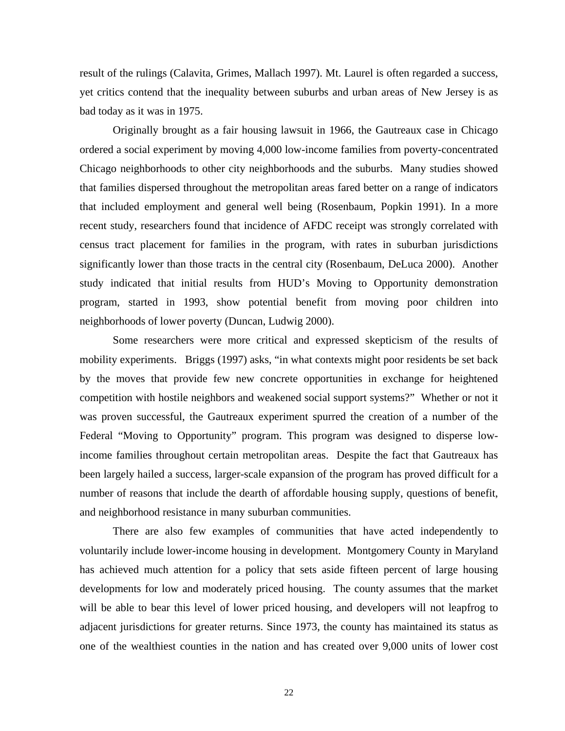result of the rulings (Calavita, Grimes, Mallach 1997). Mt. Laurel is often regarded a success, yet critics contend that the inequality between suburbs and urban areas of New Jersey is as bad today as it was in 1975.

Originally brought as a fair housing lawsuit in 1966, the Gautreaux case in Chicago ordered a social experiment by moving 4,000 low-income families from poverty-concentrated Chicago neighborhoods to other city neighborhoods and the suburbs. Many studies showed that families dispersed throughout the metropolitan areas fared better on a range of indicators that included employment and general well being (Rosenbaum, Popkin 1991). In a more recent study, researchers found that incidence of AFDC receipt was strongly correlated with census tract placement for families in the program, with rates in suburban jurisdictions significantly lower than those tracts in the central city (Rosenbaum, DeLuca 2000). Another study indicated that initial results from HUD's Moving to Opportunity demonstration program, started in 1993, show potential benefit from moving poor children into neighborhoods of lower poverty (Duncan, Ludwig 2000).

Some researchers were more critical and expressed skepticism of the results of mobility experiments. Briggs (1997) asks, "in what contexts might poor residents be set back by the moves that provide few new concrete opportunities in exchange for heightened competition with hostile neighbors and weakened social support systems?" Whether or not it was proven successful, the Gautreaux experiment spurred the creation of a number of the Federal "Moving to Opportunity" program. This program was designed to disperse low-income families throughout certain metropolitan areas. Despite the fact that Gautreaux has been largely hailed a success, larger-scale expansion of the program has proved difficult for a number of reasons that include the dearth of affordable housing supply, questions of benefit, and neighborhood resistance in many suburban communities.

There are also few examples of communities that have acted independently to voluntarily include lower-income housing in development. Montgomery County in Maryland has achieved much attention for a policy that sets aside fifteen percent of large housing developments for low and moderately priced housing. The county assumes that the market will be able to bear this level of lower priced housing, and developers will not leapfrog to adjacent jurisdictions for greater returns. Since 1973, the county has maintained its status as one of the wealthiest counties in the nation and has created over 9,000 units of lower cost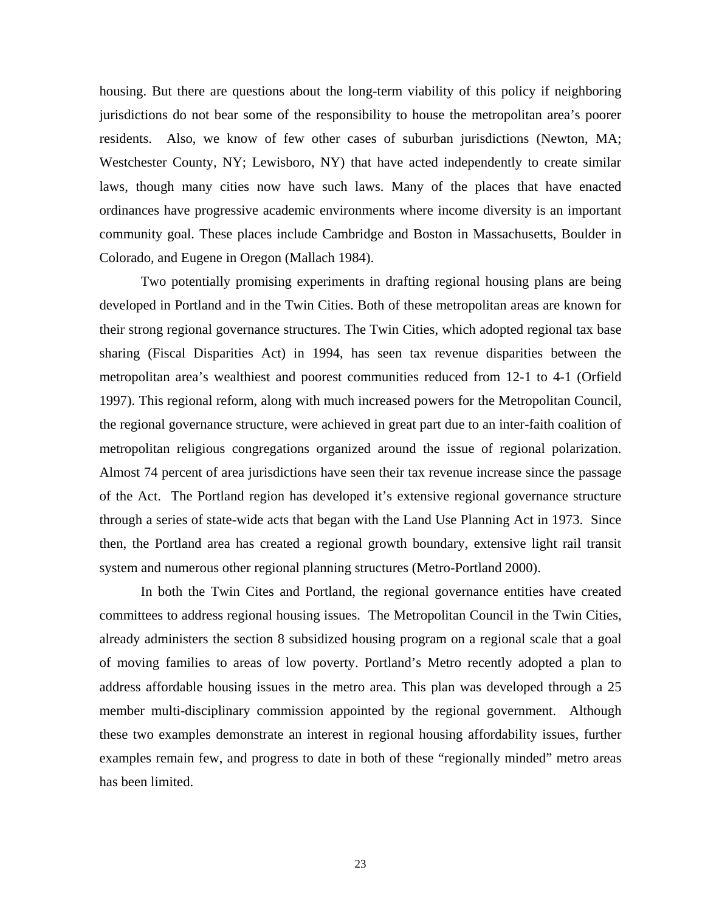housing. But there are questions about the long-term viability of this policy if neighboring jurisdictions do not bear some of the responsibility to house the metropolitan area's poorer residents. Also, we know of few other cases of suburban jurisdictions (Newton, MA; Westchester County, NY; Lewisboro, NY) that have acted independently to create similar laws, though many cities now have such laws. Many of the places that have enacted ordinances have progressive academic environments where income diversity is an important community goal. These places include Cambridge and Boston in Massachusetts, Boulder in Colorado, and Eugene in Oregon (Mallach 1984).

Two potentially promising experiments in drafting regional housing plans are being developed in Portland and in the Twin Cities. Both of these metropolitan areas are known for their strong regional governance structures. The Twin Cities, which adopted regional tax base sharing (Fiscal Disparities Act) in 1994, has seen tax revenue disparities between the metropolitan area's wealthiest and poorest communities reduced from 12-1 to 4-1 (Orfield 1997). This regional reform, along with much increased powers for the Metropolitan Council, the regional governance structure, were achieved in great part due to an inter-faith coalition of metropolitan religious congregations organized around the issue of regional polarization. Almost 74 percent of area jurisdictions have seen their tax revenue increase since the passage of the Act. The Portland region has developed it's extensive regional governance structure through a series of state-wide acts that began with the Land Use Planning Act in 1973. Since then, the Portland area has created a regional growth boundary, extensive light rail transit system and numerous other regional planning structures (Metro-Portland 2000).

In both the Twin Cites and Portland, the regional governance entities have created committees to address regional housing issues. The Metropolitan Council in the Twin Cities, already administers the section 8 subsidized housing program on a regional scale that a goal of moving families to areas of low poverty. Portland's Metro recently adopted a plan to address affordable housing issues in the metro area. This plan was developed through a 25 member multi-disciplinary commission appointed by the regional government. Although these two examples demonstrate an interest in regional housing affordability issues, further examples remain few, and progress to date in both of these "regionally minded" metro areas has been limited.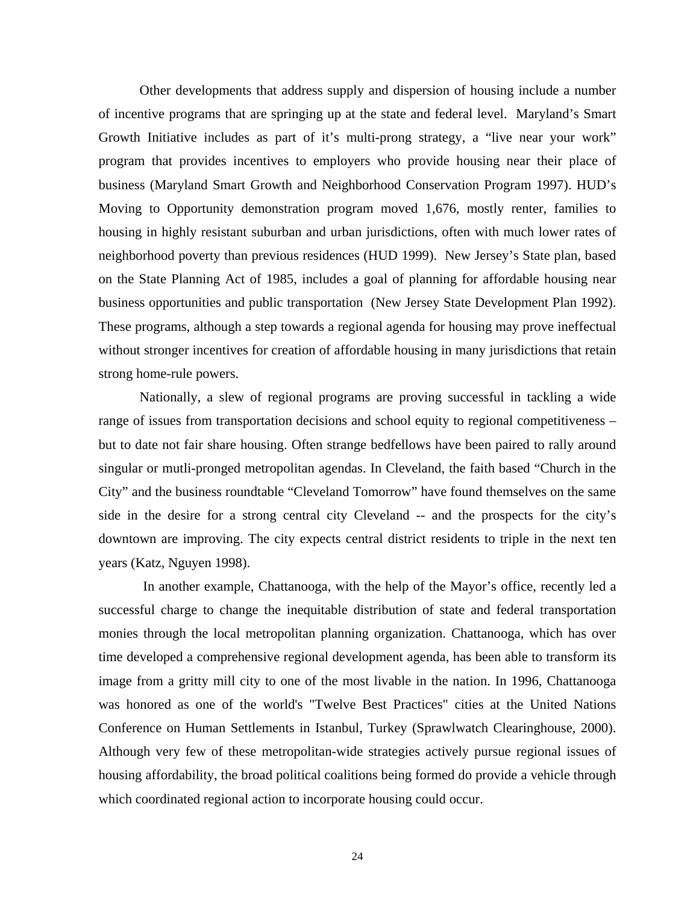Other developments that address supply and dispersion of housing include a number of incentive programs that are springing up at the state and federal level. Maryland's Smart Growth Initiative includes as part of it's multi-prong strategy, a "live near your work" program that provides incentives to employers who provide housing near their place of business (Maryland Smart Growth and Neighborhood Conservation Program 1997). HUD's Moving to Opportunity demonstration program moved 1,676, mostly renter, families to housing in highly resistant suburban and urban jurisdictions, often with much lower rates of neighborhood poverty than previous residences (HUD 1999). New Jersey's State plan, based on the State Planning Act of 1985, includes a goal of planning for affordable housing near business opportunities and public transportation (New Jersey State Development Plan 1992). These programs, although a step towards a regional agenda for housing may prove ineffectual without stronger incentives for creation of affordable housing in many jurisdictions that retain strong home-rule powers.

Nationally, a slew of regional programs are proving successful in tackling a wide range of issues from transportation decisions and school equity to regional competitiveness – but to date not fair share housing. Often strange bedfellows have been paired to rally around singular or mutli-pronged metropolitan agendas. In Cleveland, the faith based "Church in the City" and the business roundtable "Cleveland Tomorrow" have found themselves on the same side in the desire for a strong central city Cleveland -- and the prospects for the city's downtown are improving. The city expects central district residents to triple in the next ten years (Katz, Nguyen 1998).

In another example, Chattanooga, with the help of the Mayor's office, recently led a successful charge to change the inequitable distribution of state and federal transportation monies through the local metropolitan planning organization. Chattanooga, which has over time developed a comprehensive regional development agenda, has been able to transform its image from a gritty mill city to one of the most livable in the nation. In 1996, Chattanooga was honored as one of the world's "Twelve Best Practices" cities at the United Nations Conference on Human Settlements in Istanbul, Turkey (Sprawlwatch Clearinghouse, 2000). Although very few of these metropolitan-wide strategies actively pursue regional issues of housing affordability, the broad political coalitions being formed do provide a vehicle through which coordinated regional action to incorporate housing could occur.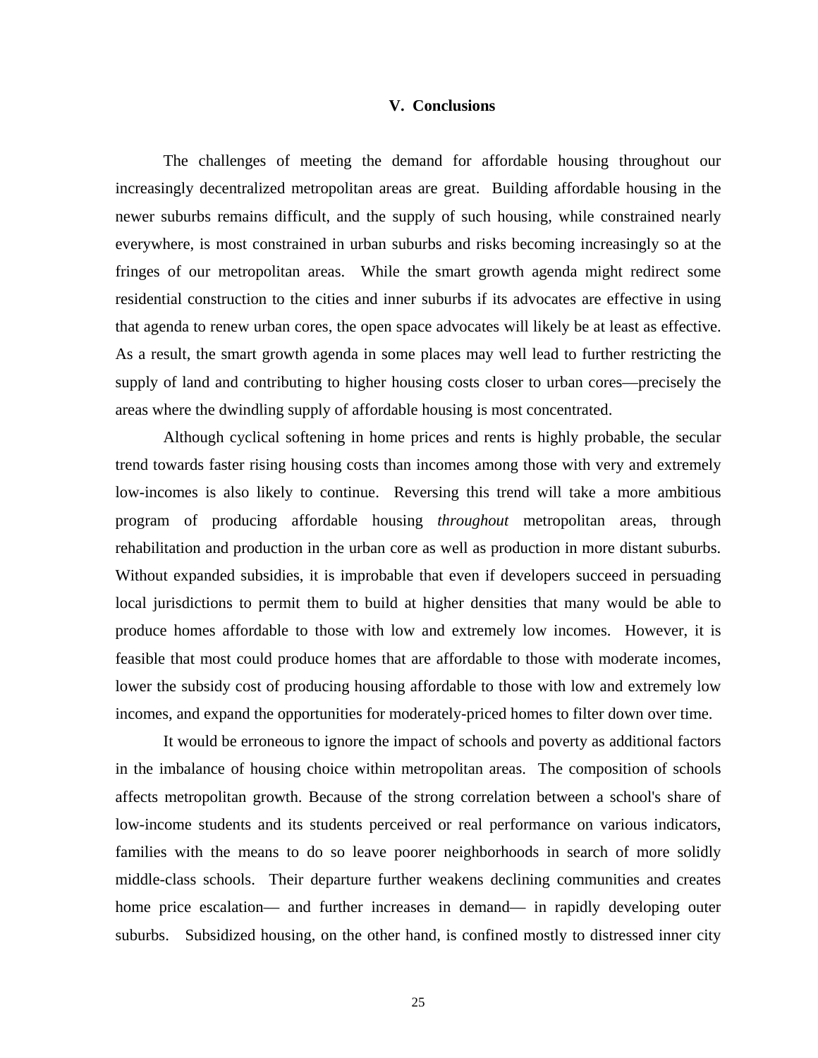## V. Conclusions

The challenges of meeting the demand for affordable housing throughout our increasingly decentralized metropolitan areas are great. Building affordable housing in the newer suburbs remains difficult, and the supply of such housing, while constrained nearly everywhere, is most constrained in urban suburbs and risks becoming increasingly so at the fringes of our metropolitan areas. While the smart growth agenda might redirect some residential construction to the cities and inner suburbs if its advocates are effective in using that agenda to renew urban cores, the open space advocates will likely be at least as effective. As a result, the smart growth agenda in some places may well lead to further restricting the supply of land and contributing to higher housing costs closer to urban cores—precisely the areas where the dwindling supply of affordable housing is most concentrated.

Although cyclical softening in home prices and rents is highly probable, the secular trend towards faster rising housing costs than incomes among those with very and extremely low-incomes is also likely to continue. Reversing this trend will take a more ambitious program of producing affordable housing *throughout* metropolitan areas, through rehabilitation and production in the urban core as well as production in more distant suburbs. Without expanded subsidies, it is improbable that even if developers succeed in persuading local jurisdictions to permit them to build at higher densities that many would be able to produce homes affordable to those with low and extremely low incomes. However, it is feasible that most could produce homes that are affordable to those with moderate incomes, lower the subsidy cost of producing housing affordable to those with low and extremely low incomes, and expand the opportunities for moderately-priced homes to filter down over time.

It would be erroneous to ignore the impact of schools and poverty as additional factors in the imbalance of housing choice within metropolitan areas. The composition of schools affects metropolitan growth. Because of the strong correlation between a school's share of low-income students and its students perceived or real performance on various indicators, families with the means to do so leave poorer neighborhoods in search of more solidly middle-class schools. Their departure further weakens declining communities and creates home price escalation— and further increases in demand— in rapidly developing outer suburbs. Subsidized housing, on the other hand, is confined mostly to distressed inner city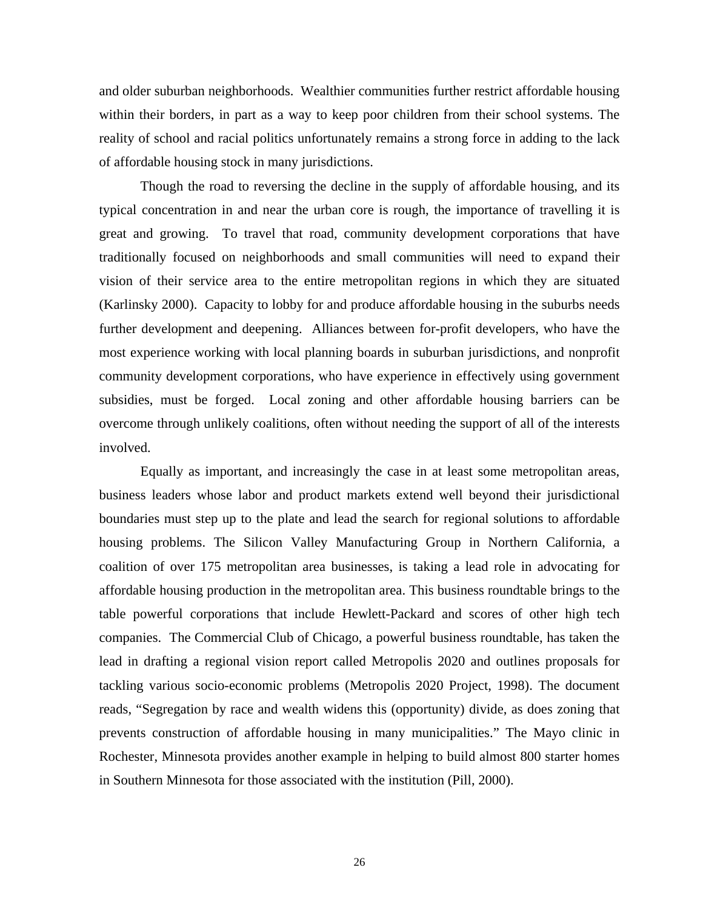and older suburban neighborhoods. Wealthier communities further restrict affordable housing within their borders, in part as a way to keep poor children from their school systems. The reality of school and racial politics unfortunately remains a strong force in adding to the lack of affordable housing stock in many jurisdictions.

Though the road to reversing the decline in the supply of affordable housing, and its typical concentration in and near the urban core is rough, the importance of travelling it is great and growing. To travel that road, community development corporations that have traditionally focused on neighborhoods and small communities will need to expand their vision of their service area to the entire metropolitan regions in which they are situated (Karlinsky 2000). Capacity to lobby for and produce affordable housing in the suburbs needs further development and deepening. Alliances between for-profit developers, who have the most experience working with local planning boards in suburban jurisdictions, and nonprofit community development corporations, who have experience in effectively using government subsidies, must be forged. Local zoning and other affordable housing barriers can be overcome through unlikely coalitions, often without needing the support of all of the interests involved.

Equally as important, and increasingly the case in at least some metropolitan areas, business leaders whose labor and product markets extend well beyond their jurisdictional boundaries must step up to the plate and lead the search for regional solutions to affordable housing problems. The Silicon Valley Manufacturing Group in Northern California, a coalition of over 175 metropolitan area businesses, is taking a lead role in advocating for affordable housing production in the metropolitan area. This business roundtable brings to the table powerful corporations that include Hewlett-Packard and scores of other high tech companies. The Commercial Club of Chicago, a powerful business roundtable, has taken the lead in drafting a regional vision report called Metropolis 2020 and outlines proposals for tackling various socio-economic problems (Metropolis 2020 Project, 1998). The document reads, "Segregation by race and wealth widens this (opportunity) divide, as does zoning that prevents construction of affordable housing in many municipalities." The Mayo clinic in Rochester, Minnesota provides another example in helping to build almost 800 starter homes in Southern Minnesota for those associated with the institution (Pill, 2000).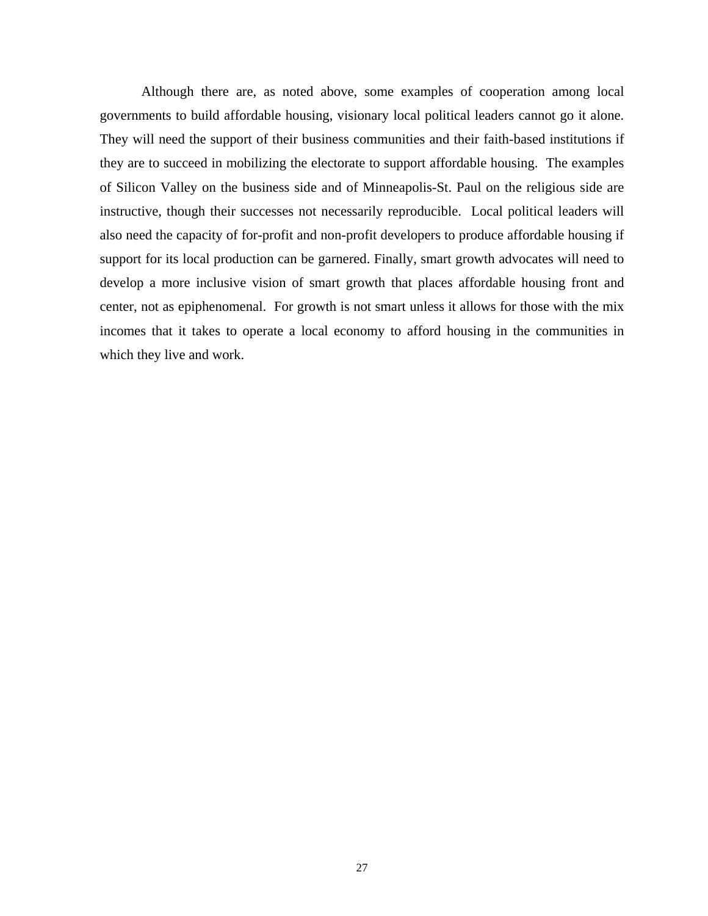Although there are, as noted above, some examples of cooperation among local governments to build affordable housing, visionary local political leaders cannot go it alone. They will need the support of their business communities and their faith-based institutions if they are to succeed in mobilizing the electorate to support affordable housing. The examples of Silicon Valley on the business side and of Minneapolis-St. Paul on the religious side are instructive, though their successes not necessarily reproducible. Local political leaders will also need the capacity of for-profit and non-profit developers to produce affordable housing if support for its local production can be garnered. Finally, smart growth advocates will need to develop a more inclusive vision of smart growth that places affordable housing front and center, not as epiphenomenal. For growth is not smart unless it allows for those with the mix incomes that it takes to operate a local economy to afford housing in the communities in which they live and work.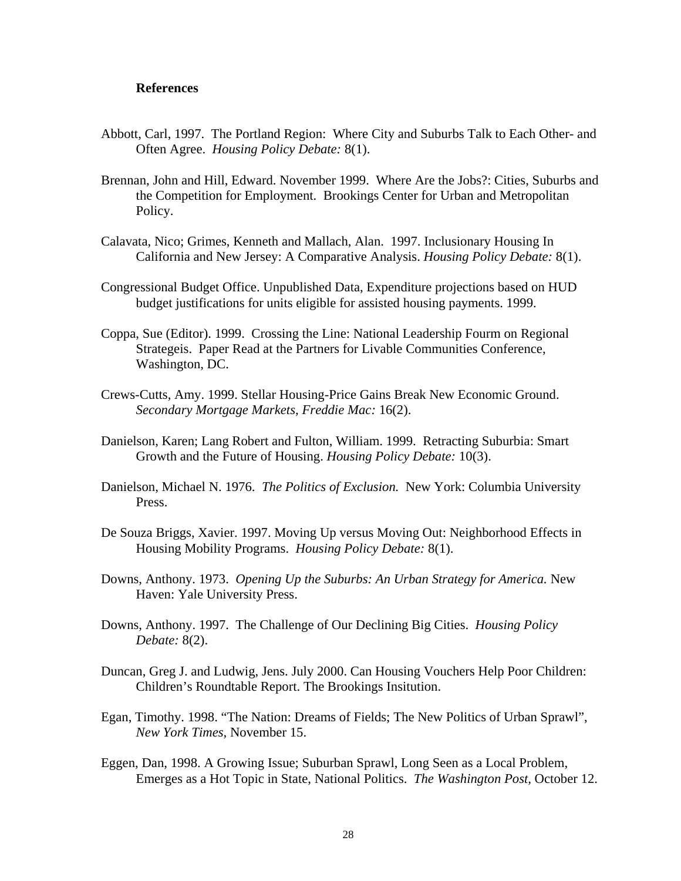**References**

Abbott, Carl, 1997. The Portland Region: Where City and Suburbs Talk to Each Other- and Often Agree. *Housing Policy Debate:* 8(1).

Brennan, John and Hill, Edward. November 1999. Where Are the Jobs?: Cities, Suburbs and the Competition for Employment. Brookings Center for Urban and Metropolitan Policy.

Calavata, Nico; Grimes, Kenneth and Mallach, Alan. 1997. Inclusionary Housing In California and New Jersey: A Comparative Analysis. *Housing Policy Debate:* 8(1).

Congressional Budget Office. Unpublished Data, Expenditure projections based on HUD budget justifications for units eligible for assisted housing payments. 1999.

Coppa, Sue (Editor). 1999. Crossing the Line: National Leadership Fourm on Regional Strategeis. Paper Read at the Partners for Livable Communities Conference, Washington, DC.

Crews-Cutts, Amy. 1999. Stellar Housing-Price Gains Break New Economic Ground. *Secondary Mortgage Markets, Freddie Mac:* 16(2).

Danielson, Karen; Lang Robert and Fulton, William. 1999. Retracting Suburbia: Smart Growth and the Future of Housing. *Housing Policy Debate:* 10(3).

Danielson, Michael N. 1976. *The Politics of Exclusion.* New York: Columbia University Press.

De Souza Briggs, Xavier. 1997. Moving Up versus Moving Out: Neighborhood Effects in Housing Mobility Programs. *Housing Policy Debate:* 8(1).

Downs, Anthony. 1973. *Opening Up the Suburbs: An Urban Strategy for America.* New Haven: Yale University Press.

Downs, Anthony. 1997. The Challenge of Our Declining Big Cities. *Housing Policy Debate:* 8(2).

Duncan, Greg J. and Ludwig, Jens. July 2000. Can Housing Vouchers Help Poor Children: Children's Roundtable Report. The Brookings Insitution.

Egan, Timothy. 1998. "The Nation: Dreams of Fields; The New Politics of Urban Sprawl", *New York Times,* November 15.

Eggen, Dan, 1998. A Growing Issue; Suburban Sprawl, Long Seen as a Local Problem, Emerges as a Hot Topic in State, National Politics. *The Washington Post,* October 12.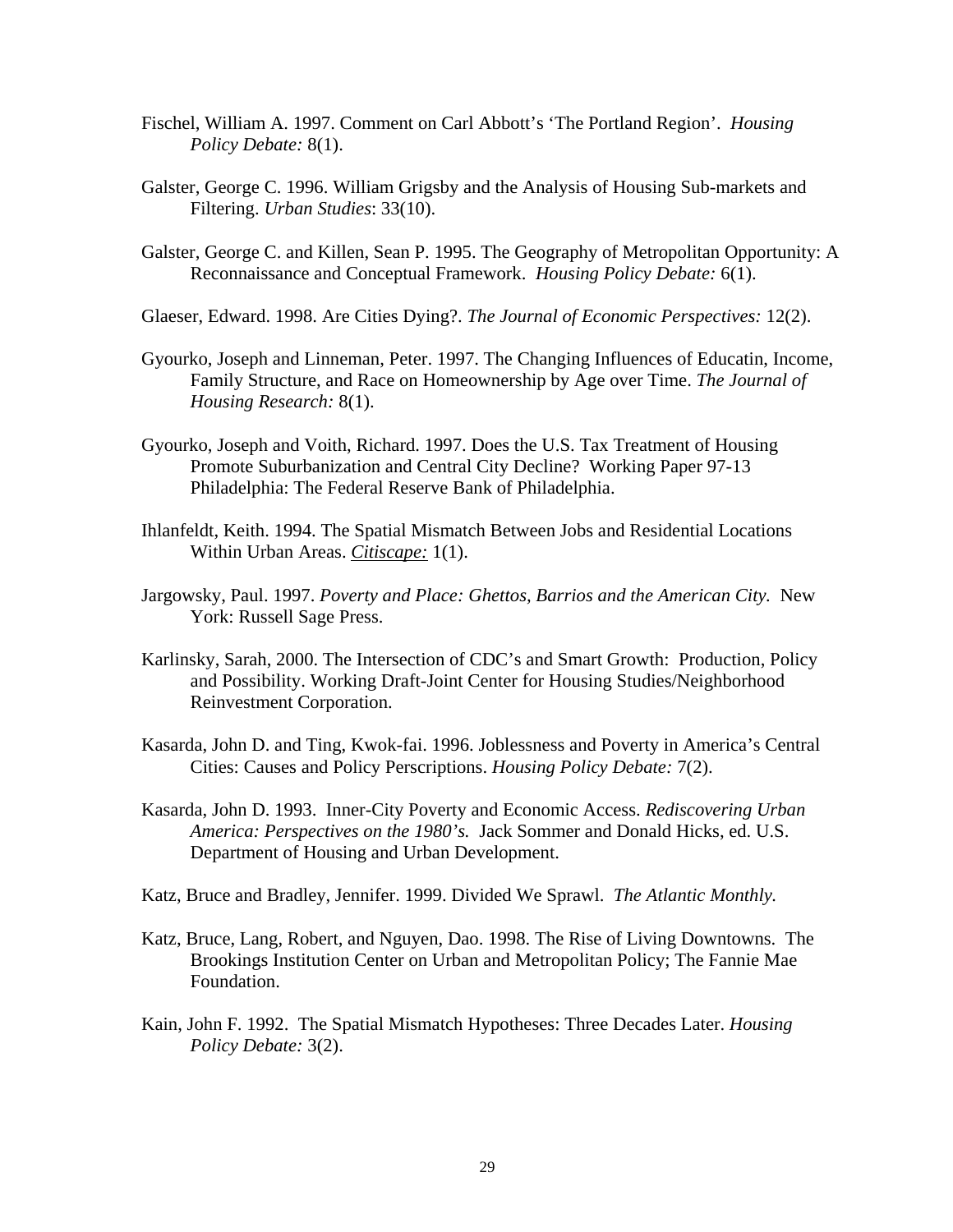Fischel, William A. 1997. Comment on Carl Abbott's 'The Portland Region'. *Housing Policy Debate:* 8(1).

Galster, George C. 1996. William Grigsby and the Analysis of Housing Sub-markets and Filtering. *Urban Studies*: 33(10).

Galster, George C. and Killen, Sean P. 1995. The Geography of Metropolitan Opportunity: A Reconnaissance and Conceptual Framework. *Housing Policy Debate:* 6(1).

Glaeser, Edward. 1998. Are Cities Dying?. *The Journal of Economic Perspectives:* 12(2).

Gyourko, Joseph and Linneman, Peter. 1997. The Changing Influences of Educatin, Income, Family Structure, and Race on Homeownership by Age over Time. *The Journal of Housing Research:* 8(1).

Gyourko, Joseph and Voith, Richard. 1997. Does the U.S. Tax Treatment of Housing Promote Suburbanization and Central City Decline? Working Paper 97-13 Philadelphia: The Federal Reserve Bank of Philadelphia.

Ihlanfeldt, Keith. 1994. The Spatial Mismatch Between Jobs and Residential Locations Within Urban Areas. *Citiscape:* 1(1).

Jargowsky, Paul. 1997. *Poverty and Place: Ghettos, Barrios and the American City.* New York: Russell Sage Press.

Karlinsky, Sarah, 2000. The Intersection of CDC's and Smart Growth: Production, Policy and Possibility. Working Draft-Joint Center for Housing Studies/Neighborhood Reinvestment Corporation.

Kasarda, John D. and Ting, Kwok-fai. 1996. Joblessness and Poverty in America's Central Cities: Causes and Policy Perscriptions. *Housing Policy Debate:* 7(2).

Kasarda, John D. 1993. Inner-City Poverty and Economic Access. *Rediscovering Urban America: Perspectives on the 1980's.* Jack Sommer and Donald Hicks, ed. U.S. Department of Housing and Urban Development.

Katz, Bruce and Bradley, Jennifer. 1999. Divided We Sprawl. *The Atlantic Monthly.*

Katz, Bruce, Lang, Robert, and Nguyen, Dao. 1998. The Rise of Living Downtowns. The Brookings Institution Center on Urban and Metropolitan Policy; The Fannie Mae Foundation.

Kain, John F. 1992. The Spatial Mismatch Hypotheses: Three Decades Later. *Housing Policy Debate:* 3(2).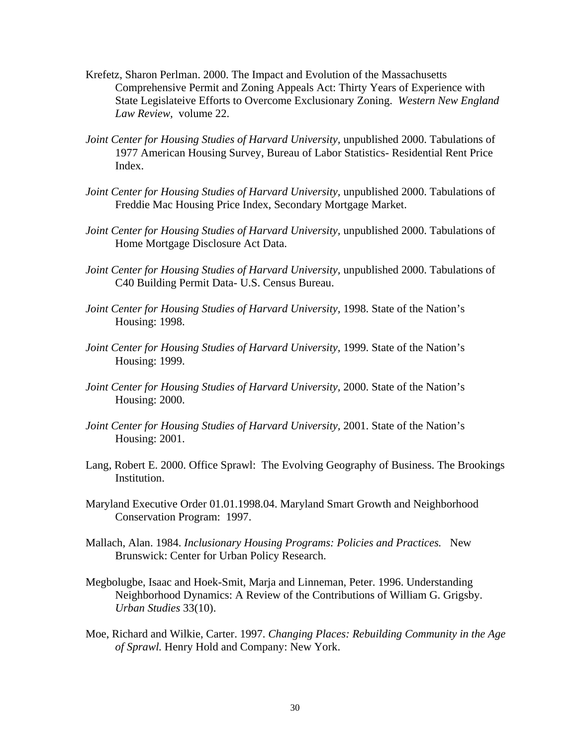Krefetz, Sharon Perlman. 2000. The Impact and Evolution of the Massachusetts Comprehensive Permit and Zoning Appeals Act: Thirty Years of Experience with State Legislateive Efforts to Overcome Exclusionary Zoning. *Western New England Law Review*, volume 22.

*Joint Center for Housing Studies of Harvard University*, unpublished 2000. Tabulations of 1977 American Housing Survey, Bureau of Labor Statistics- Residential Rent Price Index.

*Joint Center for Housing Studies of Harvard University*, unpublished 2000. Tabulations of Freddie Mac Housing Price Index, Secondary Mortgage Market.

*Joint Center for Housing Studies of Harvard University*, unpublished 2000. Tabulations of Home Mortgage Disclosure Act Data.

*Joint Center for Housing Studies of Harvard University*, unpublished 2000. Tabulations of C40 Building Permit Data- U.S. Census Bureau.

*Joint Center for Housing Studies of Harvard University*, 1998. State of the Nation's Housing: 1998.

*Joint Center for Housing Studies of Harvard University*, 1999. State of the Nation's Housing: 1999.

*Joint Center for Housing Studies of Harvard University*, 2000. State of the Nation's Housing: 2000.

*Joint Center for Housing Studies of Harvard University*, 2001. State of the Nation's Housing: 2001.

Lang, Robert E. 2000. Office Sprawl: The Evolving Geography of Business. The Brookings Institution.

Maryland Executive Order 01.01.1998.04. Maryland Smart Growth and Neighborhood Conservation Program: 1997.

Mallach, Alan. 1984. *Inclusionary Housing Programs: Policies and Practices.* New Brunswick: Center for Urban Policy Research.

Megbolugbe, Isaac and Hoek-Smit, Marja and Linneman, Peter. 1996. Understanding Neighborhood Dynamics: A Review of the Contributions of William G. Grigsby. *Urban Studies* 33(10).

Moe, Richard and Wilkie, Carter. 1997. *Changing Places: Rebuilding Community in the Age of Sprawl.* Henry Hold and Company: New York.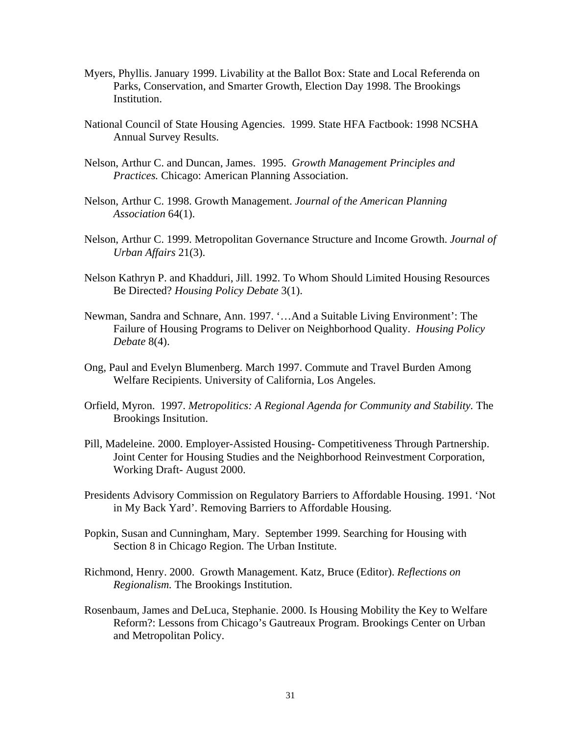Myers, Phyllis. January 1999. Livability at the Ballot Box: State and Local Referenda on Parks, Conservation, and Smarter Growth, Election Day 1998. The Brookings Institution.

National Council of State Housing Agencies. 1999. State HFA Factbook: 1998 NCSHA Annual Survey Results.

Nelson, Arthur C. and Duncan, James. 1995. *Growth Management Principles and Practices.* Chicago: American Planning Association.

Nelson, Arthur C. 1998. Growth Management. *Journal of the American Planning Association* 64(1).

Nelson, Arthur C. 1999. Metropolitan Governance Structure and Income Growth. *Journal of Urban Affairs* 21(3).

Nelson Kathryn P. and Khadduri, Jill. 1992. To Whom Should Limited Housing Resources Be Directed? *Housing Policy Debate* 3(1).

Newman, Sandra and Schnare, Ann. 1997. '…And a Suitable Living Environment': The Failure of Housing Programs to Deliver on Neighborhood Quality. *Housing Policy Debate* 8(4).

Ong, Paul and Evelyn Blumenberg. March 1997. Commute and Travel Burden Among Welfare Recipients. University of California, Los Angeles.

Orfield, Myron. 1997. *Metropolitics: A Regional Agenda for Community and Stability.* The Brookings Insitution.

Pill, Madeleine. 2000. Employer-Assisted Housing- Competitiveness Through Partnership. Joint Center for Housing Studies and the Neighborhood Reinvestment Corporation, Working Draft- August 2000.

Presidents Advisory Commission on Regulatory Barriers to Affordable Housing. 1991. 'Not in My Back Yard'. Removing Barriers to Affordable Housing.

Popkin, Susan and Cunningham, Mary. September 1999. Searching for Housing with Section 8 in Chicago Region. The Urban Institute.

Richmond, Henry. 2000. Growth Management. Katz, Bruce (Editor). *Reflections on Regionalism.* The Brookings Institution.

Rosenbaum, James and DeLuca, Stephanie. 2000. Is Housing Mobility the Key to Welfare Reform?: Lessons from Chicago's Gautreaux Program. Brookings Center on Urban and Metropolitan Policy.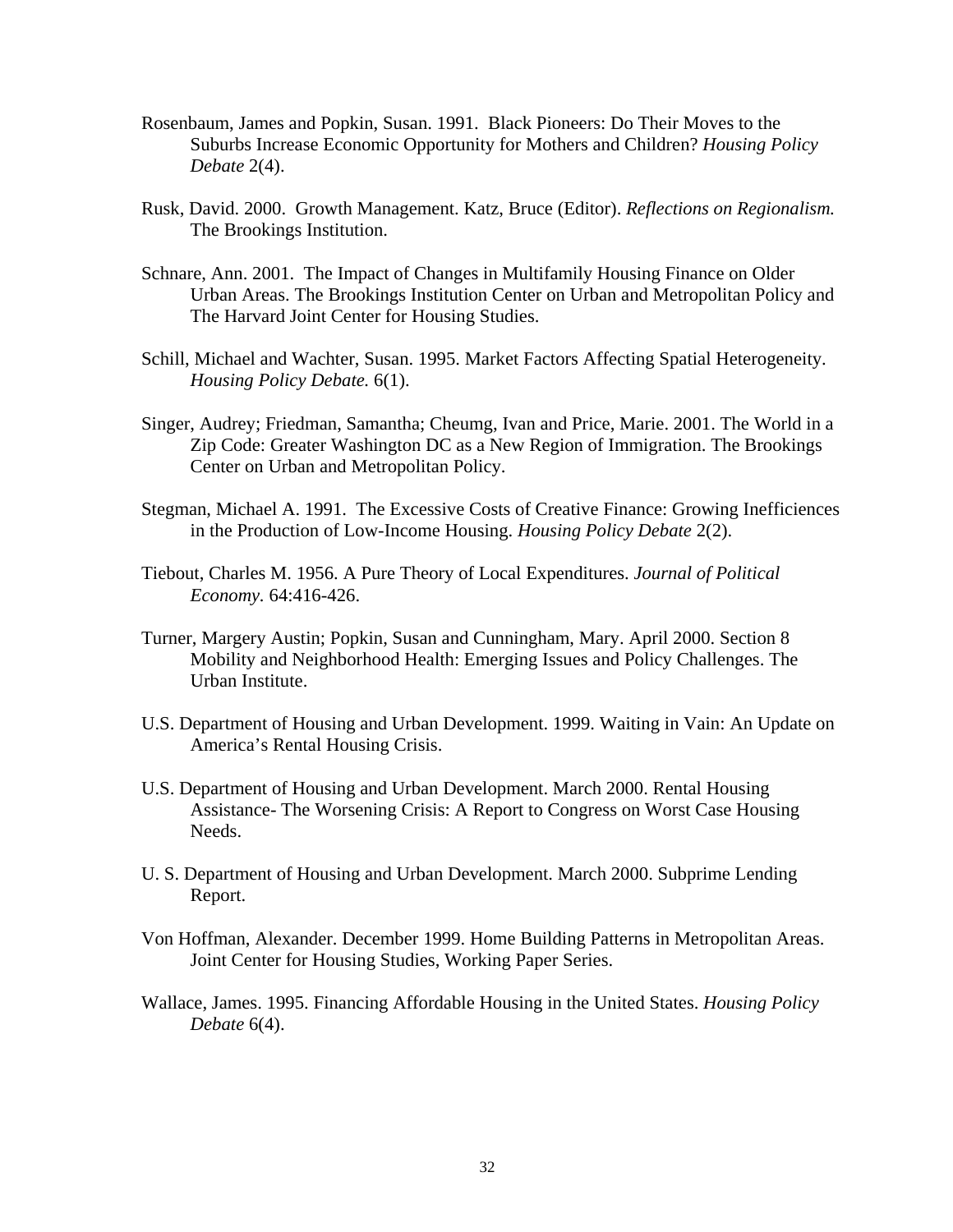Rosenbaum, James and Popkin, Susan. 1991. Black Pioneers: Do Their Moves to the Suburbs Increase Economic Opportunity for Mothers and Children? *Housing Policy Debate* 2(4).

Rusk, David. 2000. Growth Management. Katz, Bruce (Editor). *Reflections on Regionalism.* The Brookings Institution.

Schnare, Ann. 2001. The Impact of Changes in Multifamily Housing Finance on Older Urban Areas. The Brookings Institution Center on Urban and Metropolitan Policy and The Harvard Joint Center for Housing Studies.

Schill, Michael and Wachter, Susan. 1995. Market Factors Affecting Spatial Heterogeneity. *Housing Policy Debate.* 6(1).

Singer, Audrey; Friedman, Samantha; Cheumg, Ivan and Price, Marie. 2001. The World in a Zip Code: Greater Washington DC as a New Region of Immigration. The Brookings Center on Urban and Metropolitan Policy.

Stegman, Michael A. 1991. The Excessive Costs of Creative Finance: Growing Inefficiences in the Production of Low-Income Housing. *Housing Policy Debate* 2(2).

Tiebout, Charles M. 1956. A Pure Theory of Local Expenditures. *Journal of Political Economy.* 64:416-426.

Turner, Margery Austin; Popkin, Susan and Cunningham, Mary. April 2000. Section 8 Mobility and Neighborhood Health: Emerging Issues and Policy Challenges. The Urban Institute.

U.S. Department of Housing and Urban Development. 1999. Waiting in Vain: An Update on America's Rental Housing Crisis.

U.S. Department of Housing and Urban Development. March 2000. Rental Housing Assistance- The Worsening Crisis: A Report to Congress on Worst Case Housing Needs.

U. S. Department of Housing and Urban Development. March 2000. Subprime Lending Report.

Von Hoffman, Alexander. December 1999. Home Building Patterns in Metropolitan Areas. Joint Center for Housing Studies, Working Paper Series.

Wallace, James. 1995. Financing Affordable Housing in the United States. *Housing Policy Debate* 6(4).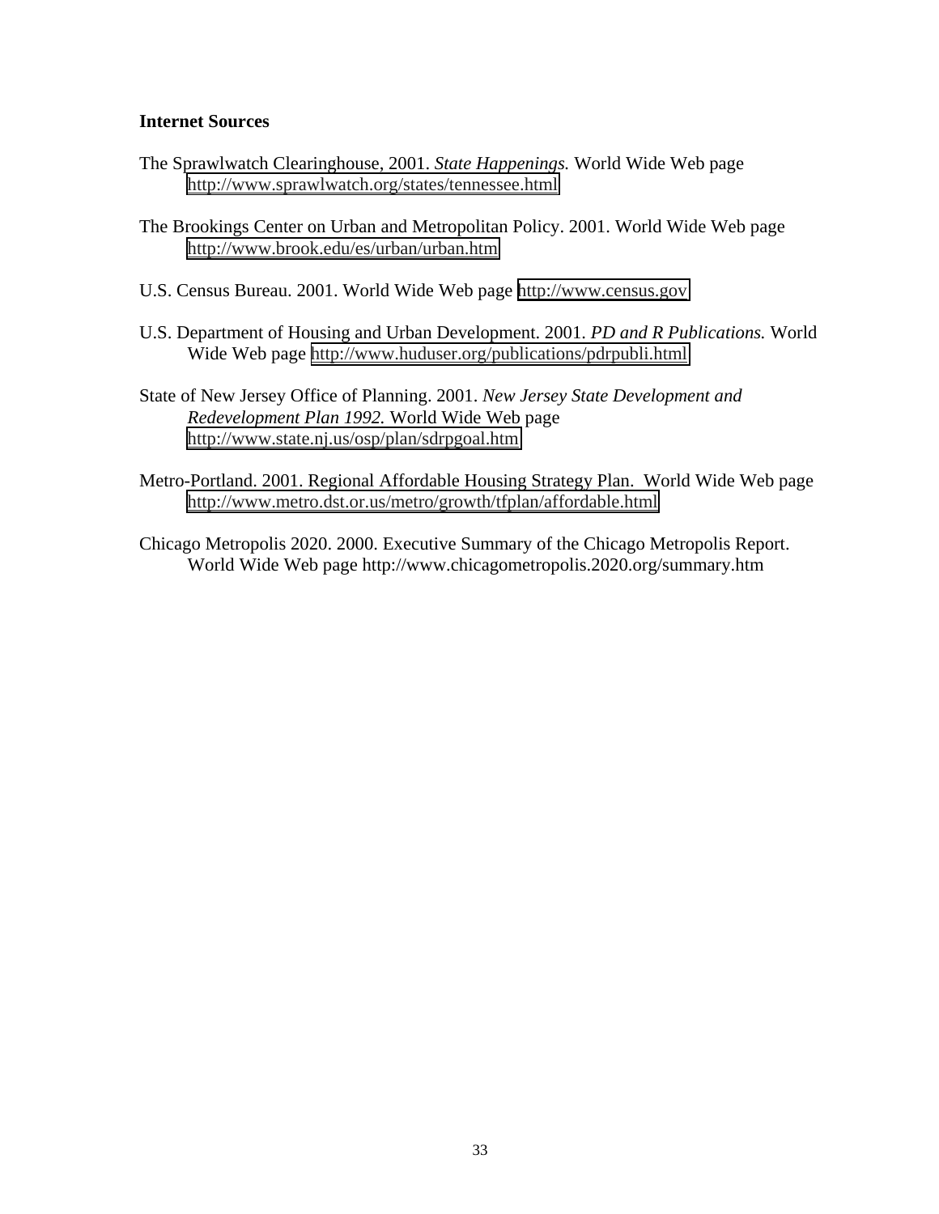**Internet Sources**

The Sprawlwatch Clearinghouse, 2001. *State Happenings.* World Wide Web page http://www.sprawlwatch.org/states/tennessee.html

The Brookings Center on Urban and Metropolitan Policy. 2001. World Wide Web page http://www.brook.edu/es/urban/urban.htm

U.S. Census Bureau. 2001. World Wide Web page http://www.census.gov

U.S. Department of Housing and Urban Development. 2001. *PD and R Publications.* World Wide Web page http://www.huduser.org/publications/pdrpubli.html

State of New Jersey Office of Planning. 2001. *New Jersey State Development and Redevelopment Plan 1992.* World Wide Web page http://www.state.nj.us/osp/plan/sdrpgoal.htm

Metro-Portland. 2001. Regional Affordable Housing Strategy Plan. World Wide Web page http://www.metro.dst.or.us/metro/growth/tfplan/affordable.html

Chicago Metropolis 2020. 2000. Executive Summary of the Chicago Metropolis Report. World Wide Web page http://www.chicagometropolis.2020.org/summary.htm